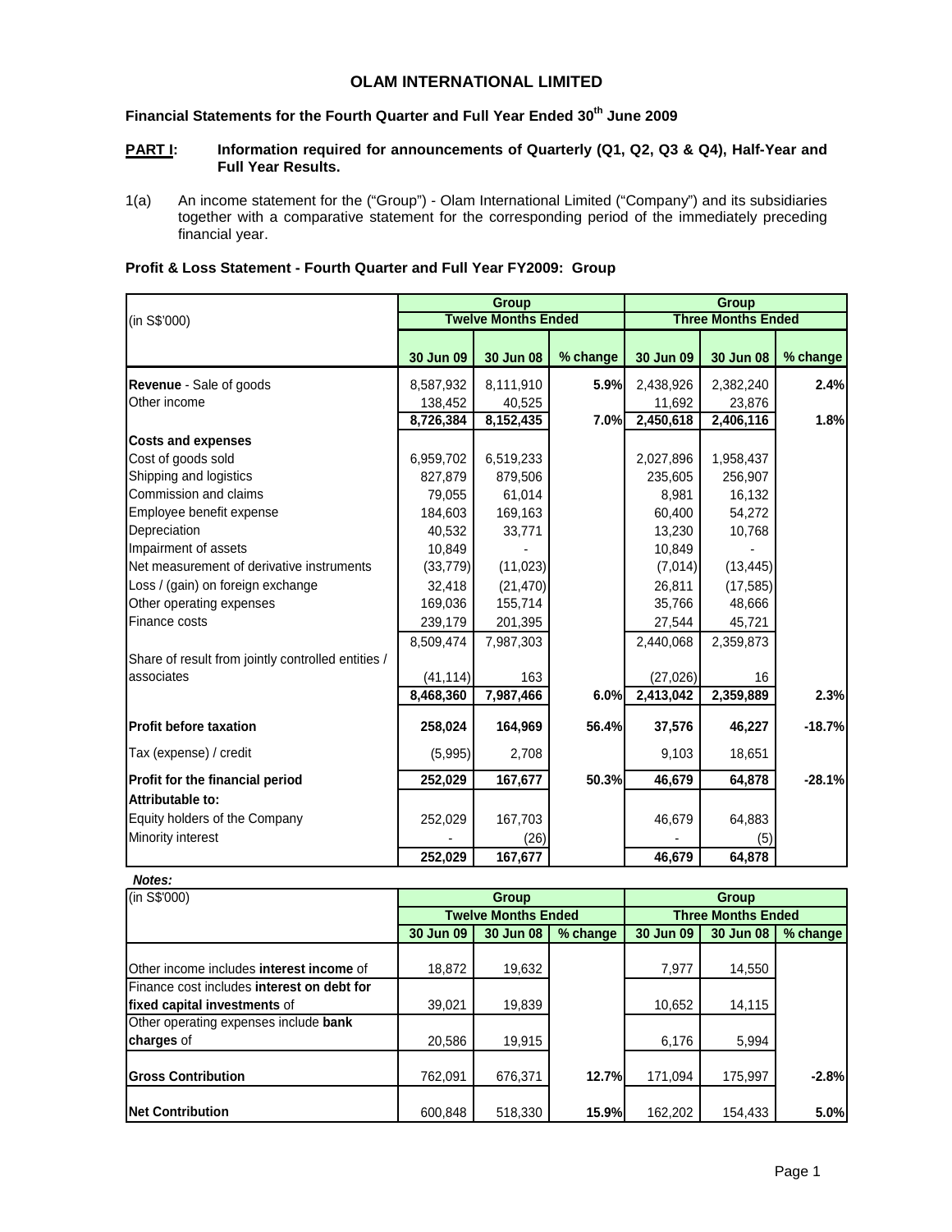# OLAM INTERNATIONAL LIMITED

## Financial Statements for the Fourth Quarter and Full Year Ended 30th June 2009

**PART I: Information required for announcements of Quarterly (Q1, Q2, Q3 & Q4), Half-Year and Full Year Results.**

1(a) An income statement for the ("Group") - Olam International Limited ("Company") and its subsidiaries together with a comparative statement for the corresponding period of the immediately preceding financial year.

### Profit & Loss Statement - Fourth Quarter and Full Year FY2009: Group

| (in S$'000) | Group | | | Group | | |
|---|---|---|---|---|---|---|
| | Twelve Months Ended | | | Three Months Ended | | |
| | 30 Jun 09 | 30 Jun 08 | % change | 30 Jun 09 | 30 Jun 08 | % change |
| **Revenue** - Sale of goods | 8,587,932 | 8,111,910 | **5.9%** | 2,438,926 | 2,382,240 | **2.4%** |
| Other income | 138,452 | 40,525 | | 11,692 | 23,876 | |
| | **8,726,384** | **8,152,435** | **7.0%** | **2,450,618** | **2,406,116** | **1.8%** |
| **Costs and expenses** | | | | | | |
| Cost of goods sold | 6,959,702 | 6,519,233 | | 2,027,896 | 1,958,437 | |
| Shipping and logistics | 827,879 | 879,506 | | 235,605 | 256,907 | |
| Commission and claims | 79,055 | 61,014 | | 8,981 | 16,132 | |
| Employee benefit expense | 184,603 | 169,163 | | 60,400 | 54,272 | |
| Depreciation | 40,532 | 33,771 | | 13,230 | 10,768 | |
| Impairment of assets | 10,849 | - | | 10,849 | - | |
| Net measurement of derivative instruments | (33,779) | (11,023) | | (7,014) | (13,445) | |
| Loss / (gain) on foreign exchange | 32,418 | (21,470) | | 26,811 | (17,585) | |
| Other operating expenses | 169,036 | 155,714 | | 35,766 | 48,666 | |
| Finance costs | 239,179 | 201,395 | | 27,544 | 45,721 | |
| | 8,509,474 | 7,987,303 | | 2,440,068 | 2,359,873 | |
| Share of result from jointly controlled entities / associates | (41,114) | 163 | | (27,026) | 16 | |
| | **8,468,360** | **7,987,466** | **6.0%** | **2,413,042** | **2,359,889** | **2.3%** |
| **Profit before taxation** | **258,024** | **164,969** | **56.4%** | **37,576** | **46,227** | **-18.7%** |
| Tax (expense) / credit | (5,995) | 2,708 | | 9,103 | 18,651 | |
| **Profit for the financial period** | **252,029** | **167,677** | **50.3%** | **46,679** | **64,878** | **-28.1%** |
| **Attributable to:** | | | | | | |
| Equity holders of the Company | 252,029 | 167,703 | | 46,679 | 64,883 | |
| Minority interest | - | (26) | | - | (5) | |
| | **252,029** | **167,677** | | **46,679** | **64,878** | |

***Notes:***

| (in S$'000) | Group | | | Group | | |
|---|---|---|---|---|---|---|
| | Twelve Months Ended | | | Three Months Ended | | |
| | 30 Jun 09 | 30 Jun 08 | % change | 30 Jun 09 | 30 Jun 08 | % change |
| Other income includes **interest income** of | 18,872 | 19,632 | | 7,977 | 14,550 | |
| Finance cost includes **interest on debt for fixed capital investments** of | 39,021 | 19,839 | | 10,652 | 14,115 | |
| Other operating expenses include **bank charges** of | 20,586 | 19,915 | | 6,176 | 5,994 | |
| **Gross Contribution** | 762,091 | 676,371 | **12.7%** | 171,094 | 175,997 | **-2.8%** |
| **Net Contribution** | 600,848 | 518,330 | **15.9%** | 162,202 | 154,433 | **5.0%** |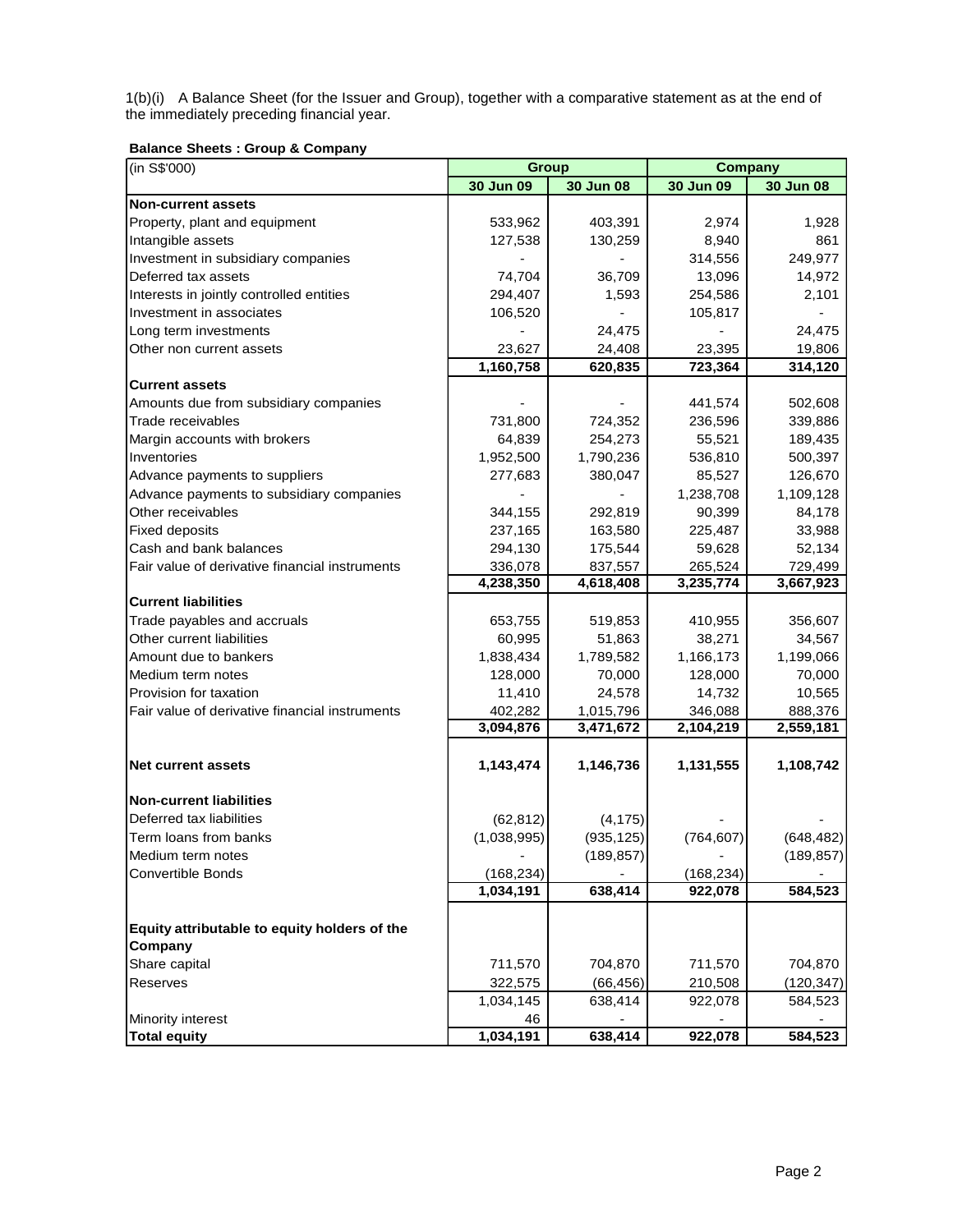1(b)(i) A Balance Sheet (for the Issuer and Group), together with a comparative statement as at the end of the immediately preceding financial year.

**Balance Sheets : Group & Company**

| (in S$'000) | Group | | Company | |
|---|---|---|---|---|
| | 30 Jun 09 | 30 Jun 08 | 30 Jun 09 | 30 Jun 08 |
| **Non-current assets** | | | | |
| Property, plant and equipment | 533,962 | 403,391 | 2,974 | 1,928 |
| Intangible assets | 127,538 | 130,259 | 8,940 | 861 |
| Investment in subsidiary companies | - | - | 314,556 | 249,977 |
| Deferred tax assets | 74,704 | 36,709 | 13,096 | 14,972 |
| Interests in jointly controlled entities | 294,407 | 1,593 | 254,586 | 2,101 |
| Investment in associates | 106,520 | - | 105,817 | - |
| Long term investments | - | 24,475 | - | 24,475 |
| Other non current assets | 23,627 | 24,408 | 23,395 | 19,806 |
| | **1,160,758** | **620,835** | **723,364** | **314,120** |
| **Current assets** | | | | |
| Amounts due from subsidiary companies | - | - | 441,574 | 502,608 |
| Trade receivables | 731,800 | 724,352 | 236,596 | 339,886 |
| Margin accounts with brokers | 64,839 | 254,273 | 55,521 | 189,435 |
| Inventories | 1,952,500 | 1,790,236 | 536,810 | 500,397 |
| Advance payments to suppliers | 277,683 | 380,047 | 85,527 | 126,670 |
| Advance payments to subsidiary companies | - | - | 1,238,708 | 1,109,128 |
| Other receivables | 344,155 | 292,819 | 90,399 | 84,178 |
| Fixed deposits | 237,165 | 163,580 | 225,487 | 33,988 |
| Cash and bank balances | 294,130 | 175,544 | 59,628 | 52,134 |
| Fair value of derivative financial instruments | 336,078 | 837,557 | 265,524 | 729,499 |
| | **4,238,350** | **4,618,408** | **3,235,774** | **3,667,923** |
| **Current liabilities** | | | | |
| Trade payables and accruals | 653,755 | 519,853 | 410,955 | 356,607 |
| Other current liabilities | 60,995 | 51,863 | 38,271 | 34,567 |
| Amount due to bankers | 1,838,434 | 1,789,582 | 1,166,173 | 1,199,066 |
| Medium term notes | 128,000 | 70,000 | 128,000 | 70,000 |
| Provision for taxation | 11,410 | 24,578 | 14,732 | 10,565 |
| Fair value of derivative financial instruments | 402,282 | 1,015,796 | 346,088 | 888,376 |
| | **3,094,876** | **3,471,672** | **2,104,219** | **2,559,181** |
| **Net current assets** | **1,143,474** | **1,146,736** | **1,131,555** | **1,108,742** |
| **Non-current liabilities** | | | | |
| Deferred tax liabilities | (62,812) | (4,175) | - | - |
| Term loans from banks | (1,038,995) | (935,125) | (764,607) | (648,482) |
| Medium term notes | - | (189,857) | - | (189,857) |
| Convertible Bonds | (168,234) | - | (168,234) | - |
| | **1,034,191** | **638,414** | **922,078** | **584,523** |
| **Equity attributable to equity holders of the Company** | | | | |
| Share capital | 711,570 | 704,870 | 711,570 | 704,870 |
| Reserves | 322,575 | (66,456) | 210,508 | (120,347) |
| | 1,034,145 | 638,414 | 922,078 | 584,523 |
| Minority interest | 46 | - | - | - |
| **Total equity** | **1,034,191** | **638,414** | **922,078** | **584,523** |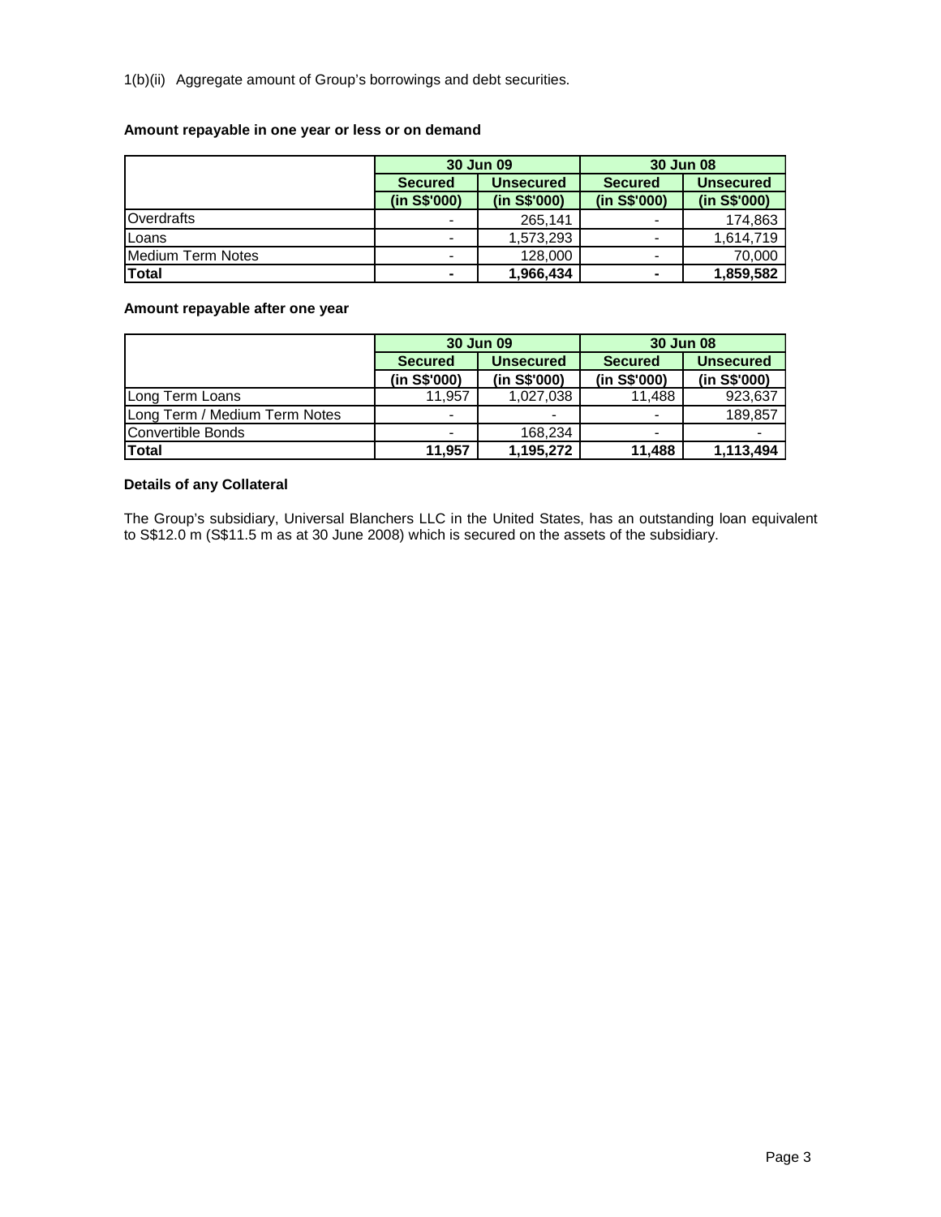1(b)(ii) Aggregate amount of Group's borrowings and debt securities.

**Amount repayable in one year or less or on demand**

| | 30 Jun 09 | | 30 Jun 08 | |
|---|---|---|---|---|
| | Secured (in S$'000) | Unsecured (in S$'000) | Secured (in S$'000) | Unsecured (in S$'000) |
| Overdrafts | - | 265,141 | - | 174,863 |
| Loans | - | 1,573,293 | - | 1,614,719 |
| Medium Term Notes | - | 128,000 | - | 70,000 |
| **Total** | **-** | **1,966,434** | **-** | **1,859,582** |

**Amount repayable after one year**

| | 30 Jun 09 | | 30 Jun 08 | |
|---|---|---|---|---|
| | Secured (in S$'000) | Unsecured (in S$'000) | Secured (in S$'000) | Unsecured (in S$'000) |
| Long Term Loans | 11,957 | 1,027,038 | 11,488 | 923,637 |
| Long Term / Medium Term Notes | - | - | - | 189,857 |
| Convertible Bonds | - | 168,234 | - | - |
| **Total** | **11,957** | **1,195,272** | **11,488** | **1,113,494** |

**Details of any Collateral**

The Group's subsidiary, Universal Blanchers LLC in the United States, has an outstanding loan equivalent to S$12.0 m (S$11.5 m as at 30 June 2008) which is secured on the assets of the subsidiary.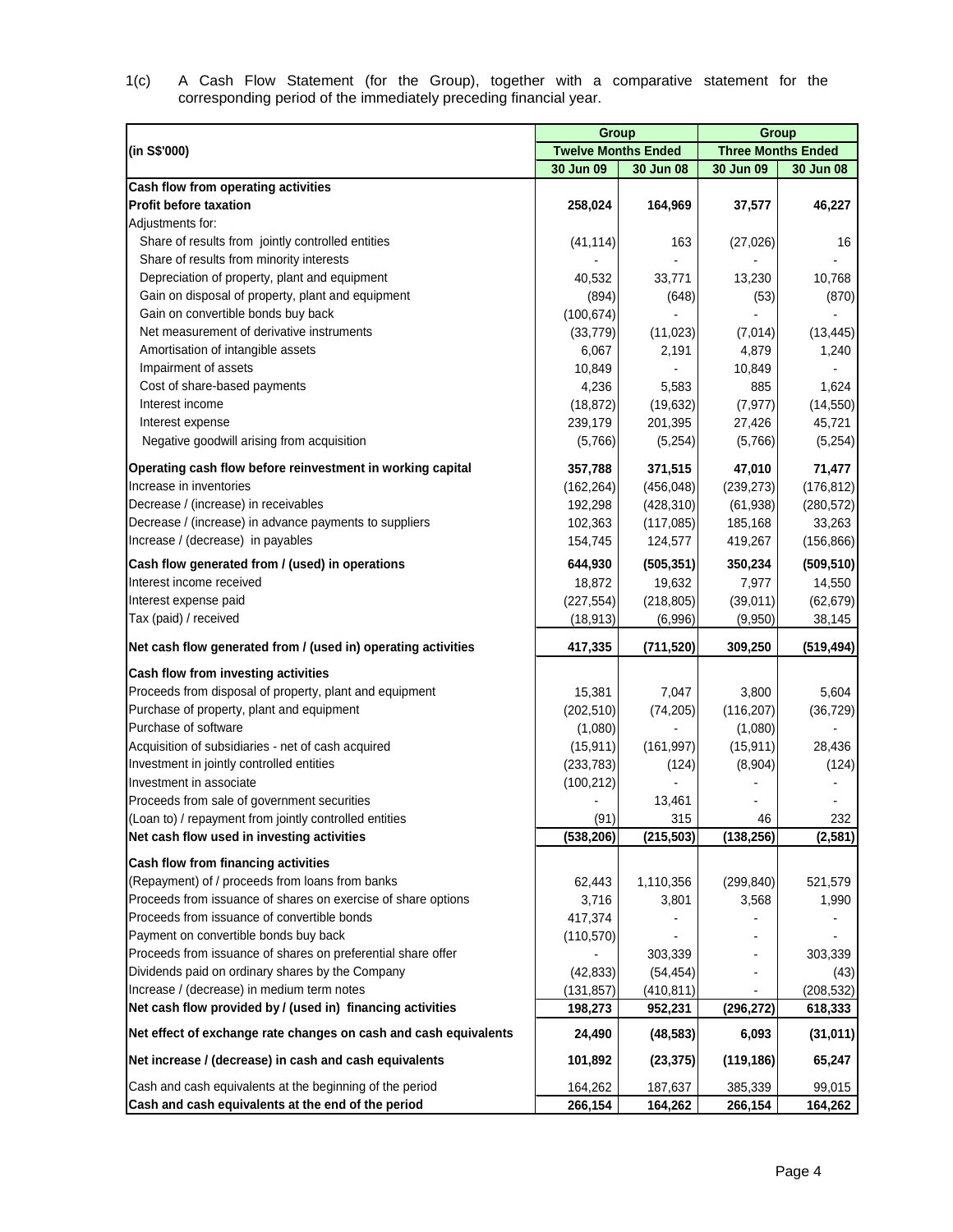1(c) A Cash Flow Statement (for the Group), together with a comparative statement for the corresponding period of the immediately preceding financial year.

| (in S$'000) | Group | | Group | |
|---|---|---|---|---|
| | Twelve Months Ended | | Three Months Ended | |
| | 30 Jun 09 | 30 Jun 08 | 30 Jun 09 | 30 Jun 08 |
| **Cash flow from operating activities** | | | | |
| **Profit before taxation** | **258,024** | **164,969** | **37,577** | **46,227** |
| Adjustments for: | | | | |
| Share of results from jointly controlled entities | (41,114) | 163 | (27,026) | 16 |
| Share of results from minority interests | - | - | - | - |
| Depreciation of property, plant and equipment | 40,532 | 33,771 | 13,230 | 10,768 |
| Gain on disposal of property, plant and equipment | (894) | (648) | (53) | (870) |
| Gain on convertible bonds buy back | (100,674) | - | - | - |
| Net measurement of derivative instruments | (33,779) | (11,023) | (7,014) | (13,445) |
| Amortisation of intangible assets | 6,067 | 2,191 | 4,879 | 1,240 |
| Impairment of assets | 10,849 | - | 10,849 | - |
| Cost of share-based payments | 4,236 | 5,583 | 885 | 1,624 |
| Interest income | (18,872) | (19,632) | (7,977) | (14,550) |
| Interest expense | 239,179 | 201,395 | 27,426 | 45,721 |
| Negative goodwill arising from acquisition | (5,766) | (5,254) | (5,766) | (5,254) |
| **Operating cash flow before reinvestment in working capital** | **357,788** | **371,515** | **47,010** | **71,477** |
| Increase in inventories | (162,264) | (456,048) | (239,273) | (176,812) |
| Decrease / (increase) in receivables | 192,298 | (428,310) | (61,938) | (280,572) |
| Decrease / (increase) in advance payments to suppliers | 102,363 | (117,085) | 185,168 | 33,263 |
| Increase / (decrease) in payables | 154,745 | 124,577 | 419,267 | (156,866) |
| **Cash flow generated from / (used) in operations** | **644,930** | **(505,351)** | **350,234** | **(509,510)** |
| Interest income received | 18,872 | 19,632 | 7,977 | 14,550 |
| Interest expense paid | (227,554) | (218,805) | (39,011) | (62,679) |
| Tax (paid) / received | (18,913) | (6,996) | (9,950) | 38,145 |
| **Net cash flow generated from / (used in) operating activities** | **417,335** | **(711,520)** | **309,250** | **(519,494)** |
| **Cash flow from investing activities** | | | | |
| Proceeds from disposal of property, plant and equipment | 15,381 | 7,047 | 3,800 | 5,604 |
| Purchase of property, plant and equipment | (202,510) | (74,205) | (116,207) | (36,729) |
| Purchase of software | (1,080) | - | (1,080) | - |
| Acquisition of subsidiaries - net of cash acquired | (15,911) | (161,997) | (15,911) | 28,436 |
| Investment in jointly controlled entities | (233,783) | (124) | (8,904) | (124) |
| Investment in associate | (100,212) | - | - | - |
| Proceeds from sale of government securities | - | 13,461 | - | - |
| (Loan to) / repayment from jointly controlled entities | (91) | 315 | 46 | 232 |
| **Net cash flow used in investing activities** | **(538,206)** | **(215,503)** | **(138,256)** | **(2,581)** |
| **Cash flow from financing activities** | | | | |
| (Repayment) of / proceeds from loans from banks | 62,443 | 1,110,356 | (299,840) | 521,579 |
| Proceeds from issuance of shares on exercise of share options | 3,716 | 3,801 | 3,568 | 1,990 |
| Proceeds from issuance of convertible bonds | 417,374 | - | - | - |
| Payment on convertible bonds buy back | (110,570) | - | - | - |
| Proceeds from issuance of shares on preferential share offer | - | 303,339 | - | 303,339 |
| Dividends paid on ordinary shares by the Company | (42,833) | (54,454) | - | (43) |
| Increase / (decrease) in medium term notes | (131,857) | (410,811) | - | (208,532) |
| **Net cash flow provided by / (used in) financing activities** | **198,273** | **952,231** | **(296,272)** | **618,333** |
| **Net effect of exchange rate changes on cash and cash equivalents** | **24,490** | **(48,583)** | **6,093** | **(31,011)** |
| **Net increase / (decrease) in cash and cash equivalents** | **101,892** | **(23,375)** | **(119,186)** | **65,247** |
| Cash and cash equivalents at the beginning of the period | 164,262 | 187,637 | 385,339 | 99,015 |
| **Cash and cash equivalents at the end of the period** | **266,154** | **164,262** | **266,154** | **164,262** |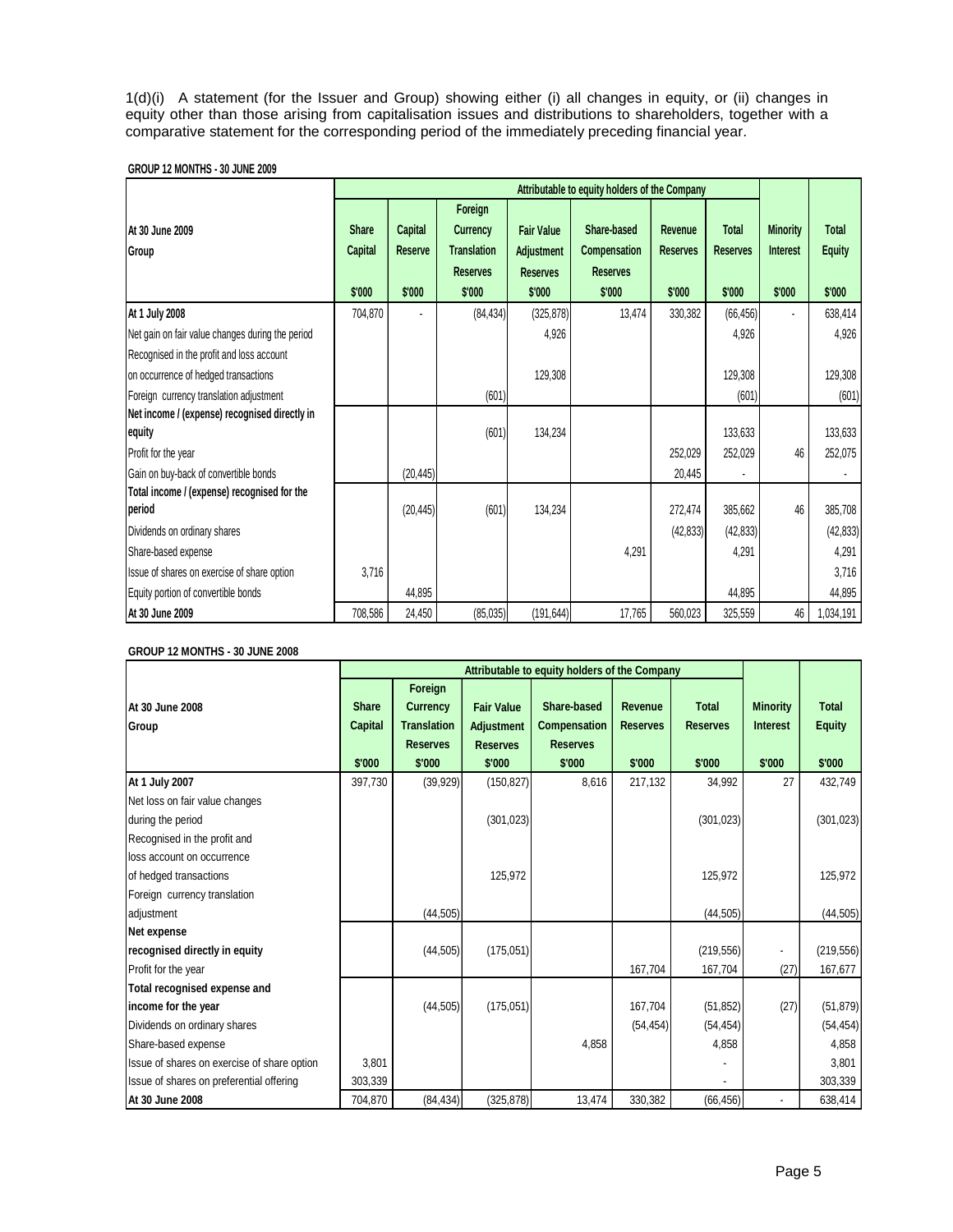1(d)(i) A statement (for the Issuer and Group) showing either (i) all changes in equity, or (ii) changes in equity other than those arising from capitalisation issues and distributions to shareholders, together with a comparative statement for the corresponding period of the immediately preceding financial year.

**GROUP 12 MONTHS - 30 JUNE 2009**

| At 30 June 2009 Group | Attributable to equity holders of the Company | | | | | | | | |
|---|---|---|---|---|---|---|---|---|---|
| | Share Capital | Capital Reserve | Foreign Currency Translation Reserves | Fair Value Adjustment Reserves | Share-based Compensation Reserves | Revenue Reserves | Total Reserves | Minority Interest | Total Equity |
| | $'000 | $'000 | $'000 | $'000 | $'000 | $'000 | $'000 | $'000 | $'000 |
| **At 1 July 2008** | 704,870 | - | (84,434) | (325,878) | 13,474 | 330,382 | (66,456) | - | 638,414 |
| Net gain on fair value changes during the period | | | | 4,926 | | | 4,926 | | 4,926 |
| Recognised in the profit and loss account on occurrence of hedged transactions | | | | 129,308 | | | 129,308 | | 129,308 |
| Foreign currency translation adjustment | | | (601) | | | | (601) | | (601) |
| **Net income / (expense) recognised directly in equity** | | | (601) | 134,234 | | | 133,633 | | 133,633 |
| Profit for the year | | | | | | 252,029 | 252,029 | 46 | 252,075 |
| Gain on buy-back of convertible bonds | | (20,445) | | | | 20,445 | - | | - |
| **Total income / (expense) recognised for the period** | | (20,445) | (601) | 134,234 | | 272,474 | 385,662 | 46 | 385,708 |
| Dividends on ordinary shares | | | | | | (42,833) | (42,833) | | (42,833) |
| Share-based expense | | | | | 4,291 | | 4,291 | | 4,291 |
| Issue of shares on exercise of share option | 3,716 | | | | | | | | 3,716 |
| Equity portion of convertible bonds | | 44,895 | | | | | 44,895 | | 44,895 |
| **At 30 June 2009** | 708,586 | 24,450 | (85,035) | (191,644) | 17,765 | 560,023 | 325,559 | 46 | 1,034,191 |

**GROUP 12 MONTHS - 30 JUNE 2008**

| At 30 June 2008 Group | Attributable to equity holders of the Company | | | | | | | |
|---|---|---|---|---|---|---|---|---|
| | Share Capital | Foreign Currency Translation Reserves | Fair Value Adjustment Reserves | Share-based Compensation Reserves | Revenue Reserves | Total Reserves | Minority Interest | Total Equity |
| | $'000 | $'000 | $'000 | $'000 | $'000 | $'000 | $'000 | $'000 |
| **At 1 July 2007** | 397,730 | (39,929) | (150,827) | 8,616 | 217,132 | 34,992 | 27 | 432,749 |
| Net loss on fair value changes during the period | | | (301,023) | | | (301,023) | | (301,023) |
| Recognised in the profit and loss account on occurrence of hedged transactions | | | 125,972 | | | 125,972 | | 125,972 |
| Foreign currency translation adjustment | | (44,505) | | | | (44,505) | | (44,505) |
| **Net expense recognised directly in equity** | | (44,505) | (175,051) | | | (219,556) | - | (219,556) |
| Profit for the year | | | | | 167,704 | 167,704 | (27) | 167,677 |
| **Total recognised expense and income for the year** | | (44,505) | (175,051) | | 167,704 | (51,852) | (27) | (51,879) |
| Dividends on ordinary shares | | | | | (54,454) | (54,454) | | (54,454) |
| Share-based expense | | | | 4,858 | | 4,858 | | 4,858 |
| Issue of shares on exercise of share option | 3,801 | | | | | - | | 3,801 |
| Issue of shares on preferential offering | 303,339 | | | | | - | | 303,339 |
| **At 30 June 2008** | 704,870 | (84,434) | (325,878) | 13,474 | 330,382 | (66,456) | - | 638,414 |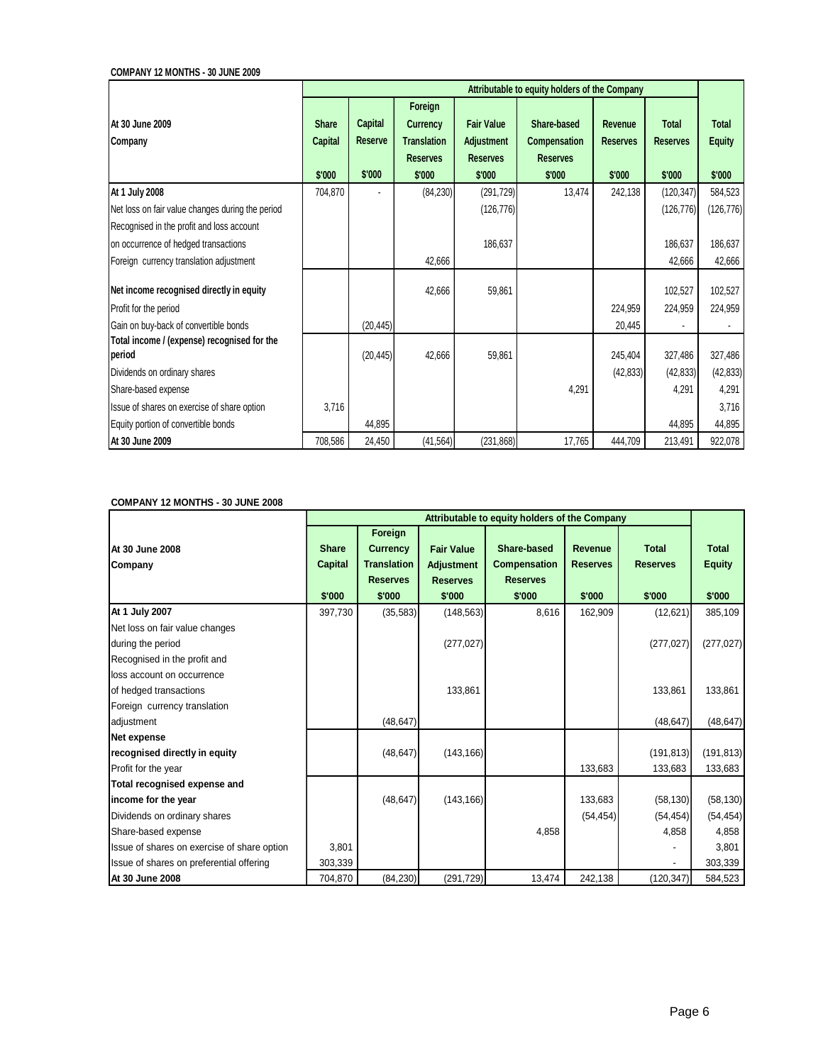**COMPANY 12 MONTHS - 30 JUNE 2009**

| At 30 June 2009<br>Company | Attributable to equity holders of the Company | | | | | | | |
|---|---|---|---|---|---|---|---|---|
| | Share Capital | Capital Reserve | Foreign Currency Translation Reserves | Fair Value Adjustment Reserves | Share-based Compensation Reserves | Revenue Reserves | Total Reserves | Total Equity |
| | $'000 | $'000 | $'000 | $'000 | $'000 | $'000 | $'000 | $'000 |
| **At 1 July 2008** | 704,870 | - | (84,230) | (291,729) | 13,474 | 242,138 | (120,347) | 584,523 |
| Net loss on fair value changes during the period | | | | (126,776) | | | (126,776) | (126,776) |
| Recognised in the profit and loss account on occurrence of hedged transactions | | | | 186,637 | | | 186,637 | 186,637 |
| Foreign currency translation adjustment | | | 42,666 | | | | 42,666 | 42,666 |
| **Net income recognised directly in equity** | | | 42,666 | 59,861 | | | 102,527 | 102,527 |
| Profit for the period | | | | | | 224,959 | 224,959 | 224,959 |
| Gain on buy-back of convertible bonds | | (20,445) | | | | 20,445 | - | - |
| **Total income / (expense) recognised for the period** | | (20,445) | 42,666 | 59,861 | | 245,404 | 327,486 | 327,486 |
| Dividends on ordinary shares | | | | | | (42,833) | (42,833) | (42,833) |
| Share-based expense | | | | | 4,291 | | 4,291 | 4,291 |
| Issue of shares on exercise of share option | 3,716 | | | | | | | 3,716 |
| Equity portion of convertible bonds | | 44,895 | | | | | 44,895 | 44,895 |
| **At 30 June 2009** | 708,586 | 24,450 | (41,564) | (231,868) | 17,765 | 444,709 | 213,491 | 922,078 |

**COMPANY 12 MONTHS - 30 JUNE 2008**

| At 30 June 2008<br>Company | Attributable to equity holders of the Company | | | | | | |
|---|---|---|---|---|---|---|---|
| | Share Capital | Foreign Currency Translation Reserves | Fair Value Adjustment Reserves | Share-based Compensation Reserves | Revenue Reserves | Total Reserves | Total Equity |
| | $'000 | $'000 | $'000 | $'000 | $'000 | $'000 | $'000 |
| **At 1 July 2007** | 397,730 | (35,583) | (148,563) | 8,616 | 162,909 | (12,621) | 385,109 |
| Net loss on fair value changes during the period | | | (277,027) | | | (277,027) | (277,027) |
| Recognised in the profit and loss account on occurrence of hedged transactions | | | 133,861 | | | 133,861 | 133,861 |
| Foreign currency translation adjustment | | (48,647) | | | | (48,647) | (48,647) |
| **Net expense recognised directly in equity** | | (48,647) | (143,166) | | | (191,813) | (191,813) |
| Profit for the year | | | | | 133,683 | 133,683 | 133,683 |
| **Total recognised expense and income for the year** | | (48,647) | (143,166) | | 133,683 | (58,130) | (58,130) |
| Dividends on ordinary shares | | | | | (54,454) | (54,454) | (54,454) |
| Share-based expense | | | | 4,858 | | 4,858 | 4,858 |
| Issue of shares on exercise of share option | 3,801 | | | | | - | 3,801 |
| Issue of shares on preferential offering | 303,339 | | | | | - | 303,339 |
| **At 30 June 2008** | 704,870 | (84,230) | (291,729) | 13,474 | 242,138 | (120,347) | 584,523 |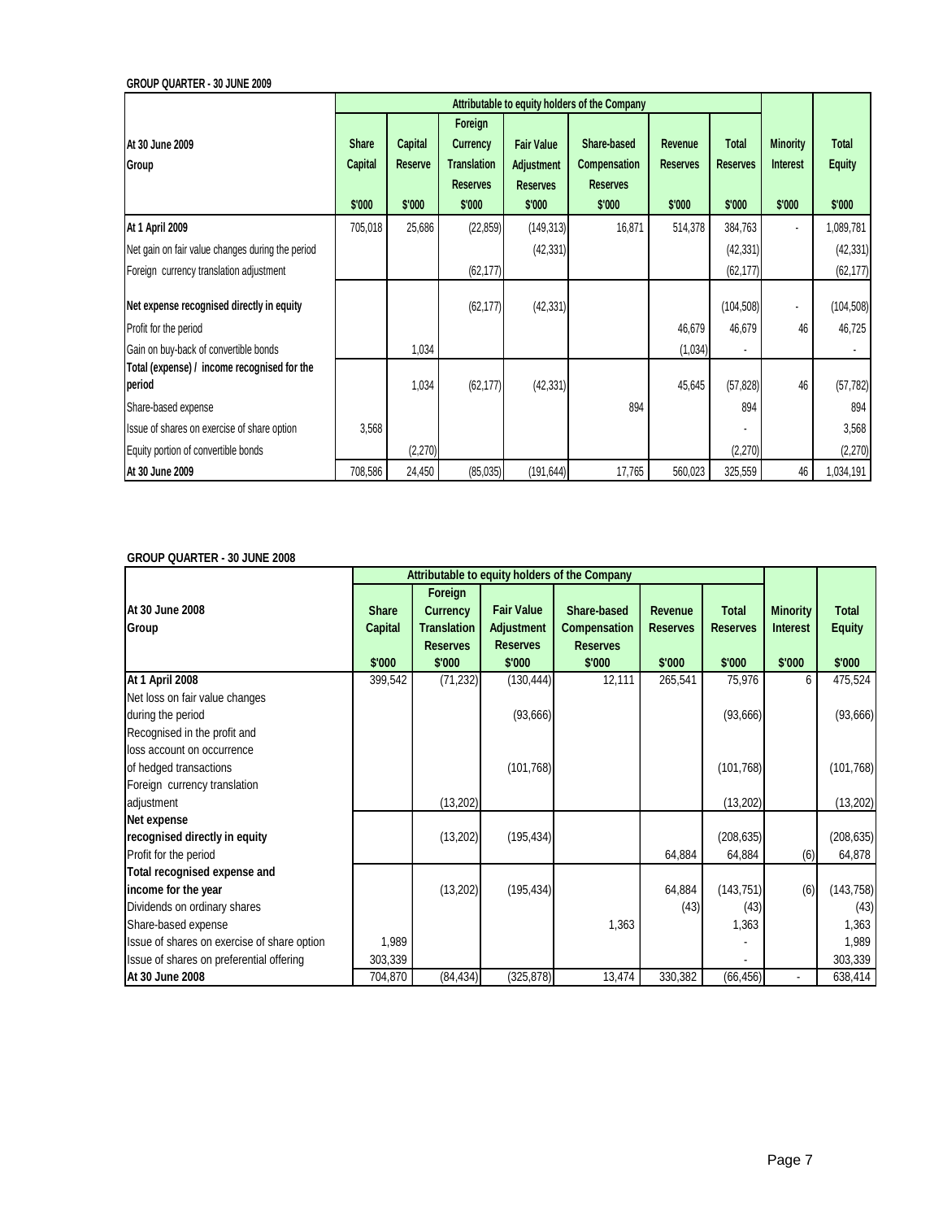**GROUP QUARTER - 30 JUNE 2009**

| At 30 June 2009<br>Group | Attributable to equity holders of the Company | | | | | | | | |
|---|---|---|---|---|---|---|---|---|---|
| | Share Capital<br>$'000 | Capital Reserve<br>$'000 | Foreign Currency Translation Reserves<br>$'000 | Fair Value Adjustment Reserves<br>$'000 | Share-based Compensation Reserves<br>$'000 | Revenue Reserves<br>$'000 | Total Reserves<br>$'000 | Minority Interest<br>$'000 | Total Equity<br>$'000 |
| **At 1 April 2009** | 705,018 | 25,686 | (22,859) | (149,313) | 16,871 | 514,378 | 384,763 | - | 1,089,781 |
| Net gain on fair value changes during the period | | | | (42,331) | | | (42,331) | | (42,331) |
| Foreign currency translation adjustment | | | (62,177) | | | | (62,177) | | (62,177) |
| **Net expense recognised directly in equity** | | | (62,177) | (42,331) | | | (104,508) | - | (104,508) |
| Profit for the period | | | | | | 46,679 | 46,679 | 46 | 46,725 |
| Gain on buy-back of convertible bonds | | 1,034 | | | | (1,034) | - | | - |
| **Total (expense) / income recognised for the period** | | 1,034 | (62,177) | (42,331) | | 45,645 | (57,828) | 46 | (57,782) |
| Share-based expense | | | | | 894 | | 894 | | 894 |
| Issue of shares on exercise of share option | 3,568 | | | | | | - | | 3,568 |
| Equity portion of convertible bonds | | (2,270) | | | | | (2,270) | | (2,270) |
| **At 30 June 2009** | 708,586 | 24,450 | (85,035) | (191,644) | 17,765 | 560,023 | 325,559 | 46 | 1,034,191 |

**GROUP QUARTER - 30 JUNE 2008**

| At 30 June 2008<br>Group | Attributable to equity holders of the Company | | | | | | | |
|---|---|---|---|---|---|---|---|---|
| | Share Capital<br>$'000 | Foreign Currency Translation Reserves<br>$'000 | Fair Value Adjustment Reserves<br>$'000 | Share-based Compensation Reserves<br>$'000 | Revenue Reserves<br>$'000 | Total Reserves<br>$'000 | Minority Interest<br>$'000 | Total Equity<br>$'000 |
| **At 1 April 2008** | 399,542 | (71,232) | (130,444) | 12,111 | 265,541 | 75,976 | 6 | 475,524 |
| Net loss on fair value changes during the period | | | (93,666) | | | (93,666) | | (93,666) |
| Recognised in the profit and loss account on occurrence of hedged transactions | | | (101,768) | | | (101,768) | | (101,768) |
| Foreign currency translation adjustment | | (13,202) | | | | (13,202) | | (13,202) |
| **Net expense recognised directly in equity** | | (13,202) | (195,434) | | | (208,635) | | (208,635) |
| Profit for the period | | | | | 64,884 | 64,884 | (6) | 64,878 |
| **Total recognised expense and income for the year** | | (13,202) | (195,434) | | 64,884 | (143,751) | (6) | (143,758) |
| Dividends on ordinary shares | | | | | (43) | (43) | | (43) |
| Share-based expense | | | | 1,363 | | 1,363 | | 1,363 |
| Issue of shares on exercise of share option | 1,989 | | | | | - | | 1,989 |
| Issue of shares on preferential offering | 303,339 | | | | | - | | 303,339 |
| **At 30 June 2008** | 704,870 | (84,434) | (325,878) | 13,474 | 330,382 | (66,456) | - | 638,414 |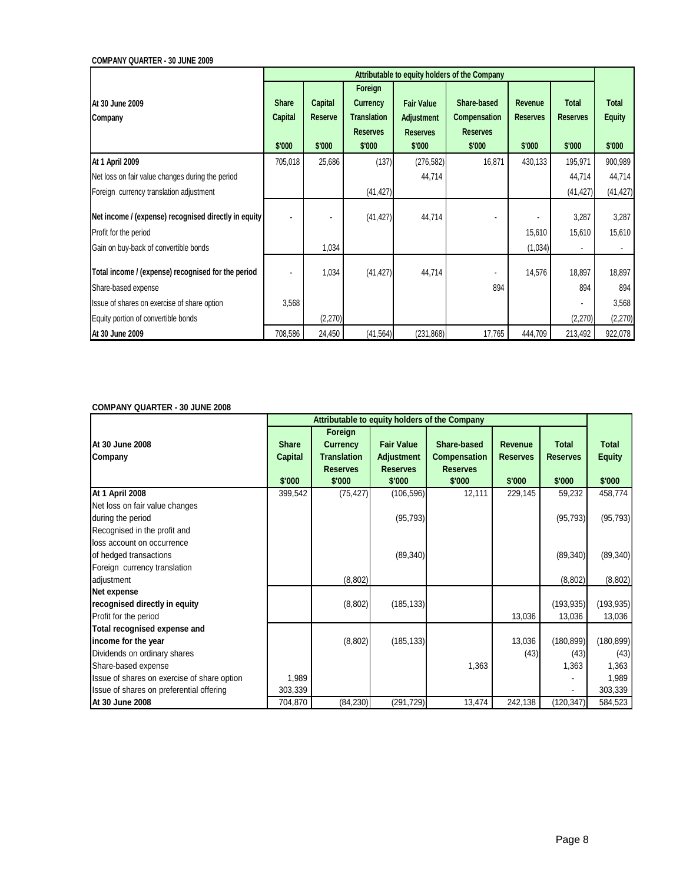**COMPANY QUARTER - 30 JUNE 2009**

| At 30 June 2009<br>Company | Attributable to equity holders of the Company | | | | | | | |
|---|---|---|---|---|---|---|---|---|
| | Share Capital<br>$'000 | Capital Reserve<br>$'000 | Foreign Currency Translation Reserves<br>$'000 | Fair Value Adjustment Reserves<br>$'000 | Share-based Compensation Reserves<br>$'000 | Revenue Reserves<br>$'000 | Total Reserves<br>$'000 | Total Equity<br>$'000 |
| **At 1 April 2009** | 705,018 | 25,686 | (137) | (276,582) | 16,871 | 430,133 | 195,971 | 900,989 |
| Net loss on fair value changes during the period | | | | 44,714 | | | 44,714 | 44,714 |
| Foreign currency translation adjustment | | | (41,427) | | | | (41,427) | (41,427) |
| **Net income / (expense) recognised directly in equity** | - | - | (41,427) | 44,714 | - | - | 3,287 | 3,287 |
| Profit for the period | | | | | | 15,610 | 15,610 | 15,610 |
| Gain on buy-back of convertible bonds | | 1,034 | | | | (1,034) | - | - |
| **Total income / (expense) recognised for the period** | - | 1,034 | (41,427) | 44,714 | - | 14,576 | 18,897 | 18,897 |
| Share-based expense | | | | | 894 | | 894 | 894 |
| Issue of shares on exercise of share option | 3,568 | | | | | | - | 3,568 |
| Equity portion of convertible bonds | | (2,270) | | | | | (2,270) | (2,270) |
| **At 30 June 2009** | 708,586 | 24,450 | (41,564) | (231,868) | 17,765 | 444,709 | 213,492 | 922,078 |

**COMPANY QUARTER - 30 JUNE 2008**

| At 30 June 2008<br>Company | Attributable to equity holders of the Company | | | | | | |
|---|---|---|---|---|---|---|---|
| | Share Capital<br>$'000 | Foreign Currency Translation Reserves<br>$'000 | Fair Value Adjustment Reserves<br>$'000 | Share-based Compensation Reserves<br>$'000 | Revenue Reserves<br>$'000 | Total Reserves<br>$'000 | Total Equity<br>$'000 |
| **At 1 April 2008** | 399,542 | (75,427) | (106,596) | 12,111 | 229,145 | 59,232 | 458,774 |
| Net loss on fair value changes during the period | | | (95,793) | | | (95,793) | (95,793) |
| Recognised in the profit and loss account on occurrence of hedged transactions | | | (89,340) | | | (89,340) | (89,340) |
| Foreign currency translation adjustment | | (8,802) | | | | (8,802) | (8,802) |
| **Net expense recognised directly in equity** | | (8,802) | (185,133) | | | (193,935) | (193,935) |
| Profit for the period | | | | | 13,036 | 13,036 | 13,036 |
| **Total recognised expense and income for the year** | | (8,802) | (185,133) | | 13,036 | (180,899) | (180,899) |
| Dividends on ordinary shares | | | | | (43) | (43) | (43) |
| Share-based expense | | | | 1,363 | | 1,363 | 1,363 |
| Issue of shares on exercise of share option | 1,989 | | | | | - | 1,989 |
| Issue of shares on preferential offering | 303,339 | | | | | - | 303,339 |
| **At 30 June 2008** | 704,870 | (84,230) | (291,729) | 13,474 | 242,138 | (120,347) | 584,523 |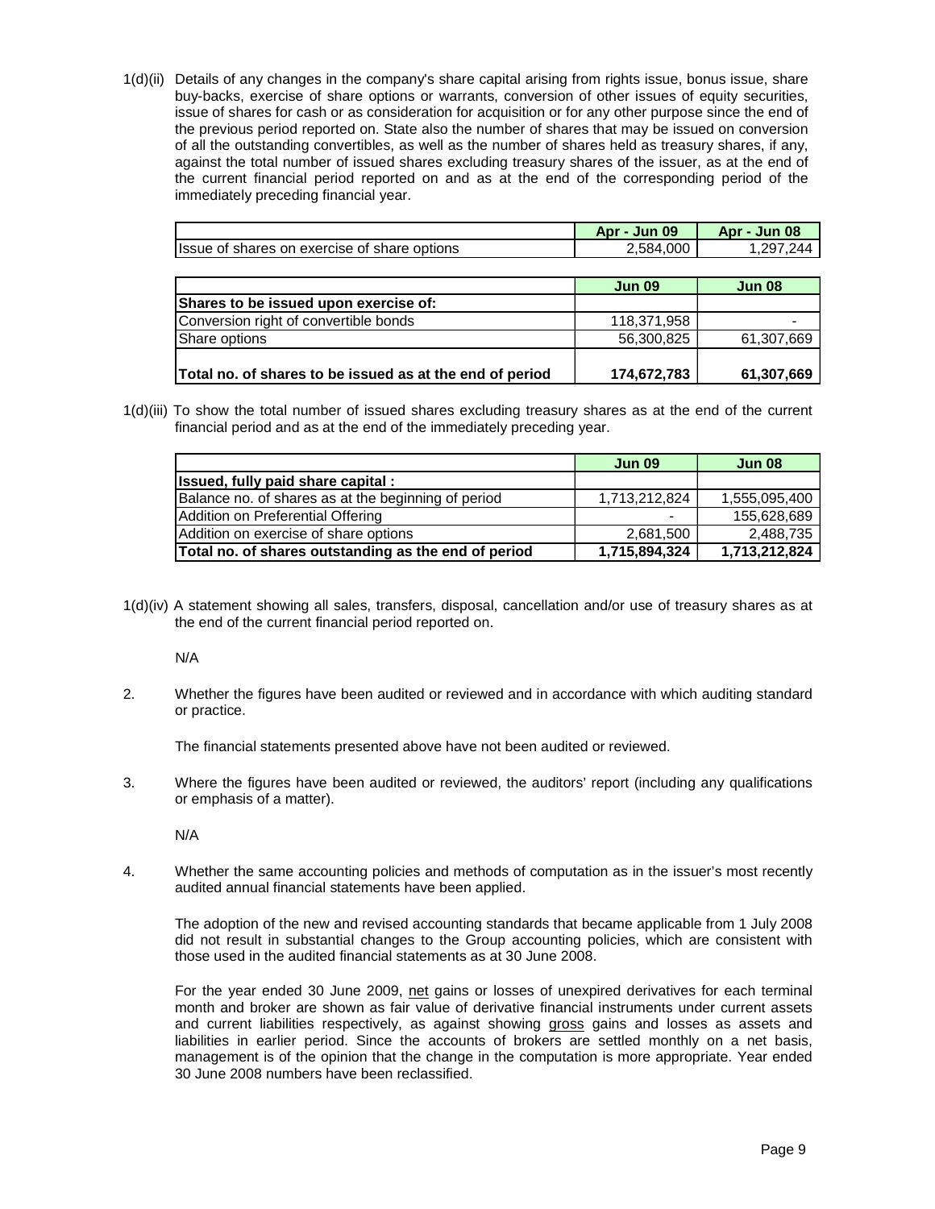1(d)(ii) Details of any changes in the company's share capital arising from rights issue, bonus issue, share buy-backs, exercise of share options or warrants, conversion of other issues of equity securities, issue of shares for cash or as consideration for acquisition or for any other purpose since the end of the previous period reported on. State also the number of shares that may be issued on conversion of all the outstanding convertibles, as well as the number of shares held as treasury shares, if any, against the total number of issued shares excluding treasury shares of the issuer, as at the end of the current financial period reported on and as at the end of the corresponding period of the immediately preceding financial year.

| | Apr - Jun 09 | Apr - Jun 08 |
|---|---|---|
| Issue of shares on exercise of share options | 2,584,000 | 1,297,244 |

| | Jun 09 | Jun 08 |
|---|---|---|
| **Shares to be issued upon exercise of:** | | |
| Conversion right of convertible bonds | 118,371,958 | - |
| Share options | 56,300,825 | 61,307,669 |
| **Total no. of shares to be issued as at the end of period** | **174,672,783** | **61,307,669** |

1(d)(iii) To show the total number of issued shares excluding treasury shares as at the end of the current financial period and as at the end of the immediately preceding year.

| | Jun 09 | Jun 08 |
|---|---|---|
| **Issued, fully paid share capital :** | | |
| Balance no. of shares as at the beginning of period | 1,713,212,824 | 1,555,095,400 |
| Addition on Preferential Offering | - | 155,628,689 |
| Addition on exercise of share options | 2,681,500 | 2,488,735 |
| **Total no. of shares outstanding as the end of period** | **1,715,894,324** | **1,713,212,824** |

1(d)(iv) A statement showing all sales, transfers, disposal, cancellation and/or use of treasury shares as at the end of the current financial period reported on.

N/A

2. Whether the figures have been audited or reviewed and in accordance with which auditing standard or practice.

The financial statements presented above have not been audited or reviewed.

3. Where the figures have been audited or reviewed, the auditors' report (including any qualifications or emphasis of a matter).

N/A

4. Whether the same accounting policies and methods of computation as in the issuer's most recently audited annual financial statements have been applied.

The adoption of the new and revised accounting standards that became applicable from 1 July 2008 did not result in substantial changes to the Group accounting policies, which are consistent with those used in the audited financial statements as at 30 June 2008.

For the year ended 30 June 2009, net gains or losses of unexpired derivatives for each terminal month and broker are shown as fair value of derivative financial instruments under current assets and current liabilities respectively, as against showing gross gains and losses as assets and liabilities in earlier period. Since the accounts of brokers are settled monthly on a net basis, management is of the opinion that the change in the computation is more appropriate. Year ended 30 June 2008 numbers have been reclassified.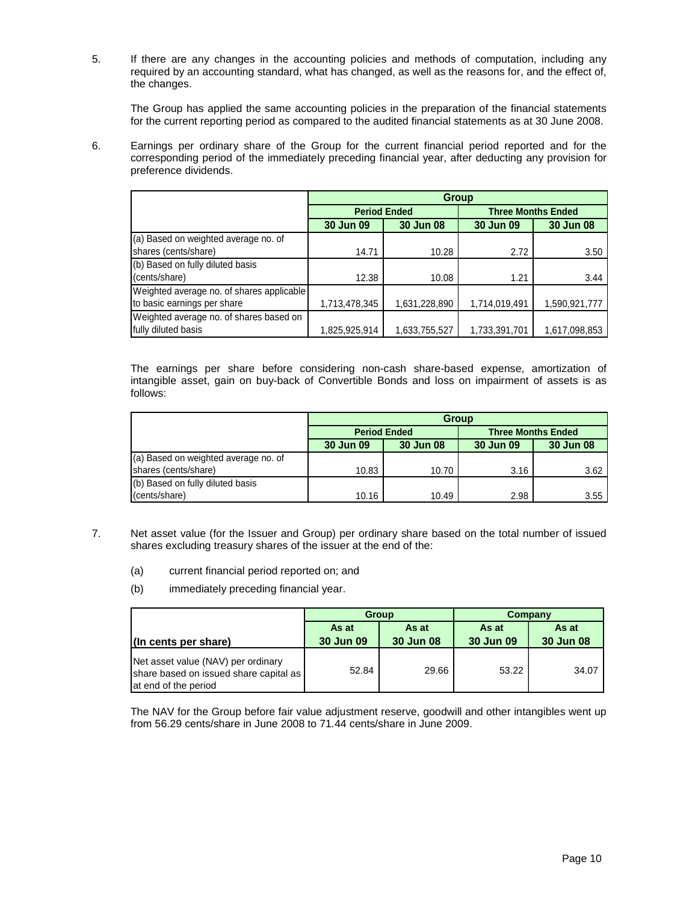5. If there are any changes in the accounting policies and methods of computation, including any required by an accounting standard, what has changed, as well as the reasons for, and the effect of, the changes.

   The Group has applied the same accounting policies in the preparation of the financial statements for the current reporting period as compared to the audited financial statements as at 30 June 2008.

6. Earnings per ordinary share of the Group for the current financial period reported and for the corresponding period of the immediately preceding financial year, after deducting any provision for preference dividends.

| | Group | | | |
|---|---|---|---|---|
| | Period Ended | | Three Months Ended | |
| | 30 Jun 09 | 30 Jun 08 | 30 Jun 09 | 30 Jun 08 |
| (a) Based on weighted average no. of shares (cents/share) | 14.71 | 10.28 | 2.72 | 3.50 |
| (b) Based on fully diluted basis (cents/share) | 12.38 | 10.08 | 1.21 | 3.44 |
| Weighted average no. of shares applicable to basic earnings per share | 1,713,478,345 | 1,631,228,890 | 1,714,019,491 | 1,590,921,777 |
| Weighted average no. of shares based on fully diluted basis | 1,825,925,914 | 1,633,755,527 | 1,733,391,701 | 1,617,098,853 |

The earnings per share before considering non-cash share-based expense, amortization of intangible asset, gain on buy-back of Convertible Bonds and loss on impairment of assets is as follows:

| | Group | | | |
|---|---|---|---|---|
| | Period Ended | | Three Months Ended | |
| | 30 Jun 09 | 30 Jun 08 | 30 Jun 09 | 30 Jun 08 |
| (a) Based on weighted average no. of shares (cents/share) | 10.83 | 10.70 | 3.16 | 3.62 |
| (b) Based on fully diluted basis (cents/share) | 10.16 | 10.49 | 2.98 | 3.55 |

7. Net asset value (for the Issuer and Group) per ordinary share based on the total number of issued shares excluding treasury shares of the issuer at the end of the:

   (a) current financial period reported on; and

   (b) immediately preceding financial year.

| | Group | | Company | |
|---|---|---|---|---|
| **(In cents per share)** | As at 30 Jun 09 | As at 30 Jun 08 | As at 30 Jun 09 | As at 30 Jun 08 |
| Net asset value (NAV) per ordinary share based on issued share capital as at end of the period | 52.84 | 29.66 | 53.22 | 34.07 |

The NAV for the Group before fair value adjustment reserve, goodwill and other intangibles went up from 56.29 cents/share in June 2008 to 71.44 cents/share in June 2009.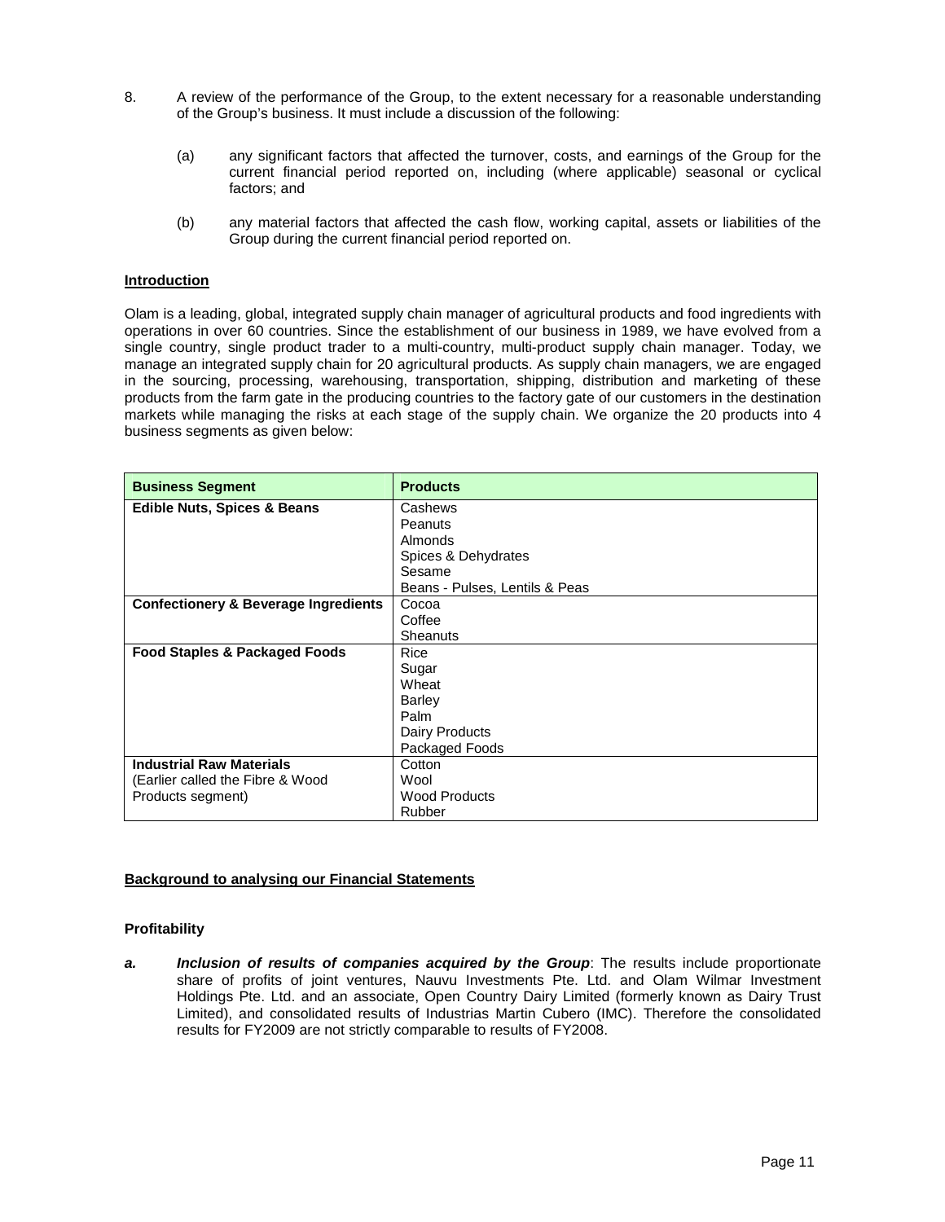8. A review of the performance of the Group, to the extent necessary for a reasonable understanding of the Group's business. It must include a discussion of the following:

   (a) any significant factors that affected the turnover, costs, and earnings of the Group for the current financial period reported on, including (where applicable) seasonal or cyclical factors; and

   (b) any material factors that affected the cash flow, working capital, assets or liabilities of the Group during the current financial period reported on.

## Introduction

Olam is a leading, global, integrated supply chain manager of agricultural products and food ingredients with operations in over 60 countries. Since the establishment of our business in 1989, we have evolved from a single country, single product trader to a multi-country, multi-product supply chain manager. Today, we manage an integrated supply chain for 20 agricultural products. As supply chain managers, we are engaged in the sourcing, processing, warehousing, transportation, shipping, distribution and marketing of these products from the farm gate in the producing countries to the factory gate of our customers in the destination markets while managing the risks at each stage of the supply chain. We organize the 20 products into 4 business segments as given below:

| Business Segment | Products |
|---|---|
| **Edible Nuts, Spices & Beans** | Cashews<br>Peanuts<br>Almonds<br>Spices & Dehydrates<br>Sesame<br>Beans - Pulses, Lentils & Peas |
| **Confectionery & Beverage Ingredients** | Cocoa<br>Coffee<br>Sheanuts |
| **Food Staples & Packaged Foods** | Rice<br>Sugar<br>Wheat<br>Barley<br>Palm<br>Dairy Products<br>Packaged Foods |
| **Industrial Raw Materials**<br>(Earlier called the Fibre & Wood Products segment) | Cotton<br>Wool<br>Wood Products<br>Rubber |

## Background to analysing our Financial Statements

### Profitability

***a. Inclusion of results of companies acquired by the Group***: The results include proportionate share of profits of joint ventures, Nauvu Investments Pte. Ltd. and Olam Wilmar Investment Holdings Pte. Ltd. and an associate, Open Country Dairy Limited (formerly known as Dairy Trust Limited), and consolidated results of Industrias Martin Cubero (IMC). Therefore the consolidated results for FY2009 are not strictly comparable to results of FY2008.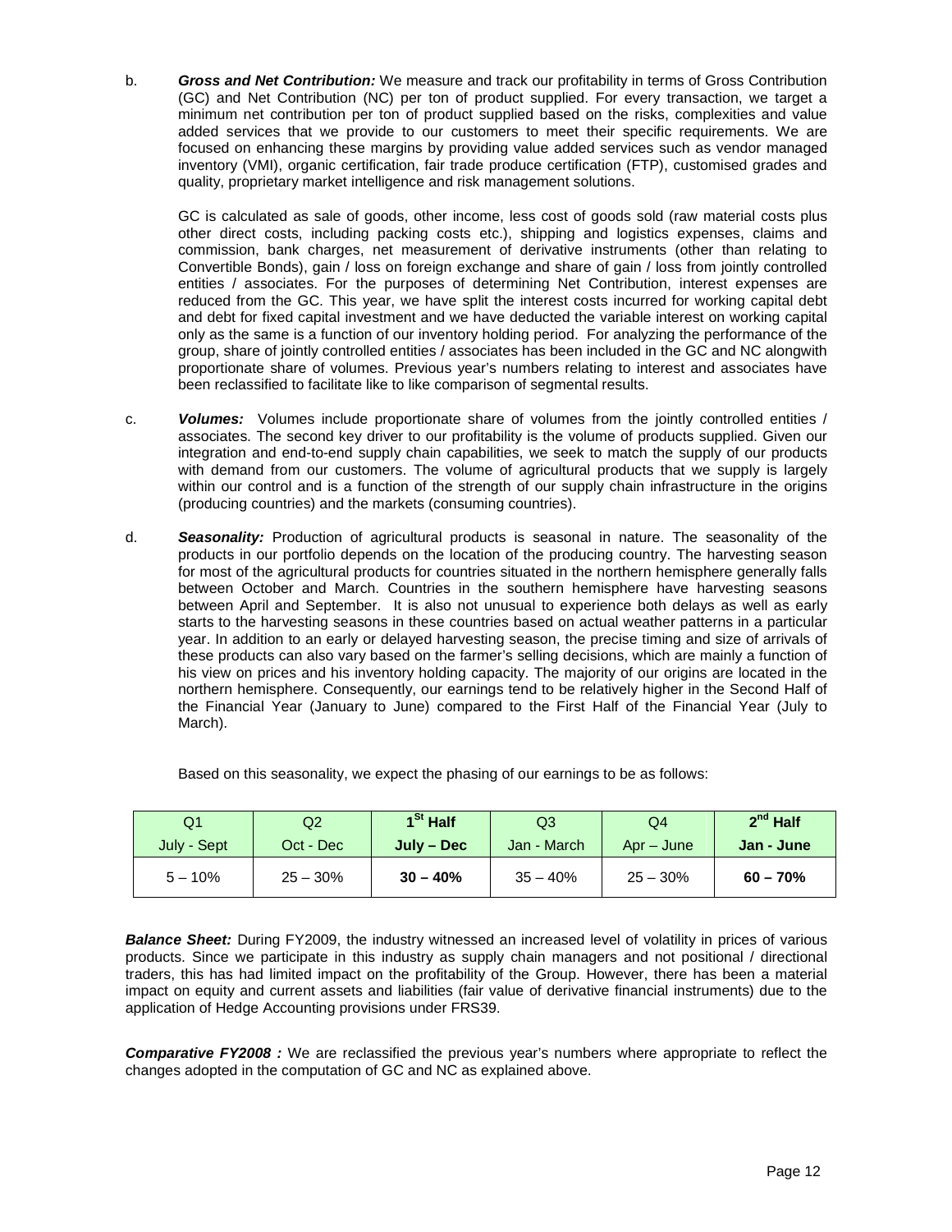b. ***Gross and Net Contribution:*** We measure and track our profitability in terms of Gross Contribution (GC) and Net Contribution (NC) per ton of product supplied. For every transaction, we target a minimum net contribution per ton of product supplied based on the risks, complexities and value added services that we provide to our customers to meet their specific requirements. We are focused on enhancing these margins by providing value added services such as vendor managed inventory (VMI), organic certification, fair trade produce certification (FTP), customised grades and quality, proprietary market intelligence and risk management solutions.

   GC is calculated as sale of goods, other income, less cost of goods sold (raw material costs plus other direct costs, including packing costs etc.), shipping and logistics expenses, claims and commission, bank charges, net measurement of derivative instruments (other than relating to Convertible Bonds), gain / loss on foreign exchange and share of gain / loss from jointly controlled entities / associates. For the purposes of determining Net Contribution, interest expenses are reduced from the GC. This year, we have split the interest costs incurred for working capital debt and debt for fixed capital investment and we have deducted the variable interest on working capital only as the same is a function of our inventory holding period. For analyzing the performance of the group, share of jointly controlled entities / associates has been included in the GC and NC alongwith proportionate share of volumes. Previous year's numbers relating to interest and associates have been reclassified to facilitate like to like comparison of segmental results.

c. ***Volumes:*** Volumes include proportionate share of volumes from the jointly controlled entities / associates. The second key driver to our profitability is the volume of products supplied. Given our integration and end-to-end supply chain capabilities, we seek to match the supply of our products with demand from our customers. The volume of agricultural products that we supply is largely within our control and is a function of the strength of our supply chain infrastructure in the origins (producing countries) and the markets (consuming countries).

d. ***Seasonality:*** Production of agricultural products is seasonal in nature. The seasonality of the products in our portfolio depends on the location of the producing country. The harvesting season for most of the agricultural products for countries situated in the northern hemisphere generally falls between October and March. Countries in the southern hemisphere have harvesting seasons between April and September. It is also not unusual to experience both delays as well as early starts to the harvesting seasons in these countries based on actual weather patterns in a particular year. In addition to an early or delayed harvesting season, the precise timing and size of arrivals of these products can also vary based on the farmer's selling decisions, which are mainly a function of his view on prices and his inventory holding capacity. The majority of our origins are located in the northern hemisphere. Consequently, our earnings tend to be relatively higher in the Second Half of the Financial Year (January to June) compared to the First Half of the Financial Year (July to March).

   Based on this seasonality, we expect the phasing of our earnings to be as follows:

| Q1 | Q2 | **1st Half** | Q3 | Q4 | **2nd Half** |
|---|---|---|---|---|---|
| July - Sept | Oct - Dec | **July – Dec** | Jan - March | Apr – June | **Jan - June** |
| 5 – 10% | 25 – 30% | **30 – 40%** | 35 – 40% | 25 – 30% | **60 – 70%** |

***Balance Sheet:*** During FY2009, the industry witnessed an increased level of volatility in prices of various products. Since we participate in this industry as supply chain managers and not positional / directional traders, this has had limited impact on the profitability of the Group. However, there has been a material impact on equity and current assets and liabilities (fair value of derivative financial instruments) due to the application of Hedge Accounting provisions under FRS39.

***Comparative FY2008 :*** We are reclassified the previous year's numbers where appropriate to reflect the changes adopted in the computation of GC and NC as explained above.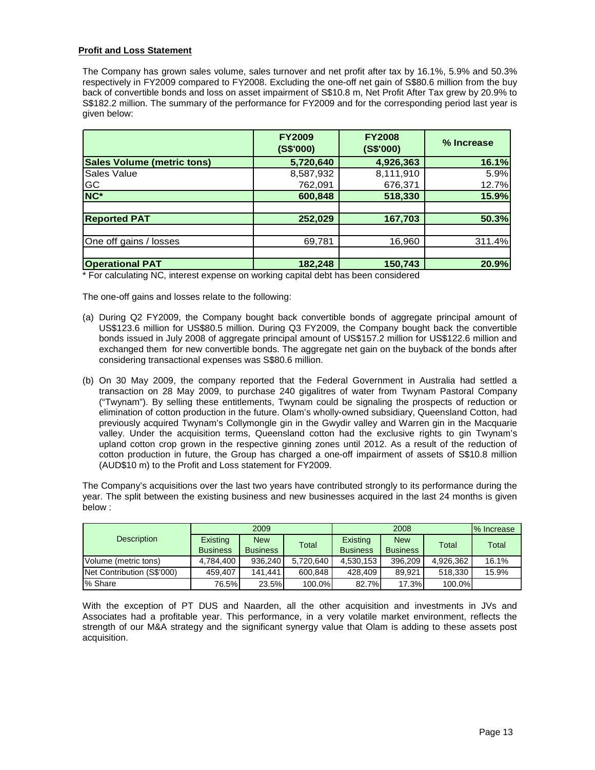**Profit and Loss Statement**

The Company has grown sales volume, sales turnover and net profit after tax by 16.1%, 5.9% and 50.3% respectively in FY2009 compared to FY2008. Excluding the one-off net gain of S$80.6 million from the buy back of convertible bonds and loss on asset impairment of S$10.8 m, Net Profit After Tax grew by 20.9% to S$182.2 million. The summary of the performance for FY2009 and for the corresponding period last year is given below:

| | FY2009 (S$'000) | FY2008 (S$'000) | % Increase |
|---|---|---|---|
| **Sales Volume (metric tons)** | **5,720,640** | **4,926,363** | **16.1%** |
| Sales Value | 8,587,932 | 8,111,910 | 5.9% |
| GC | 762,091 | 676,371 | 12.7% |
| **NC*** | **600,848** | **518,330** | **15.9%** |
| | | | |
| **Reported PAT** | **252,029** | **167,703** | **50.3%** |
| | | | |
| One off gains / losses | 69,781 | 16,960 | 311.4% |
| | | | |
| **Operational PAT** | **182,248** | **150,743** | **20.9%** |

* For calculating NC, interest expense on working capital debt has been considered

The one-off gains and losses relate to the following:

(a) During Q2 FY2009, the Company bought back convertible bonds of aggregate principal amount of US$123.6 million for US$80.5 million. During Q3 FY2009, the Company bought back the convertible bonds issued in July 2008 of aggregate principal amount of US$157.2 million for US$122.6 million and exchanged them for new convertible bonds. The aggregate net gain on the buyback of the bonds after considering transactional expenses was S$80.6 million.

(b) On 30 May 2009, the company reported that the Federal Government in Australia had settled a transaction on 28 May 2009, to purchase 240 gigalitres of water from Twynam Pastoral Company ("Twynam"). By selling these entitlements, Twynam could be signaling the prospects of reduction or elimination of cotton production in the future. Olam's wholly-owned subsidiary, Queensland Cotton, had previously acquired Twynam's Collymongle gin in the Gwydir valley and Warren gin in the Macquarie valley. Under the acquisition terms, Queensland cotton had the exclusive rights to gin Twynam's upland cotton crop grown in the respective ginning zones until 2012. As a result of the reduction of cotton production in future, the Group has charged a one-off impairment of assets of S$10.8 million (AUD$10 m) to the Profit and Loss statement for FY2009.

The Company's acquisitions over the last two years have contributed strongly to its performance during the year. The split between the existing business and new businesses acquired in the last 24 months is given below :

| Description | 2009 | | | 2008 | | | % Increase |
|---|---|---|---|---|---|---|---|
| | Existing Business | New Business | Total | Existing Business | New Business | Total | Total |
| Volume (metric tons) | 4,784,400 | 936,240 | 5,720,640 | 4,530,153 | 396,209 | 4,926,362 | 16.1% |
| Net Contribution (S$'000) | 459,407 | 141,441 | 600,848 | 428,409 | 89,921 | 518,330 | 15.9% |
| % Share | 76.5% | 23.5% | 100.0% | 82.7% | 17.3% | 100.0% | |

With the exception of PT DUS and Naarden, all the other acquisition and investments in JVs and Associates had a profitable year. This performance, in a very volatile market environment, reflects the strength of our M&A strategy and the significant synergy value that Olam is adding to these assets post acquisition.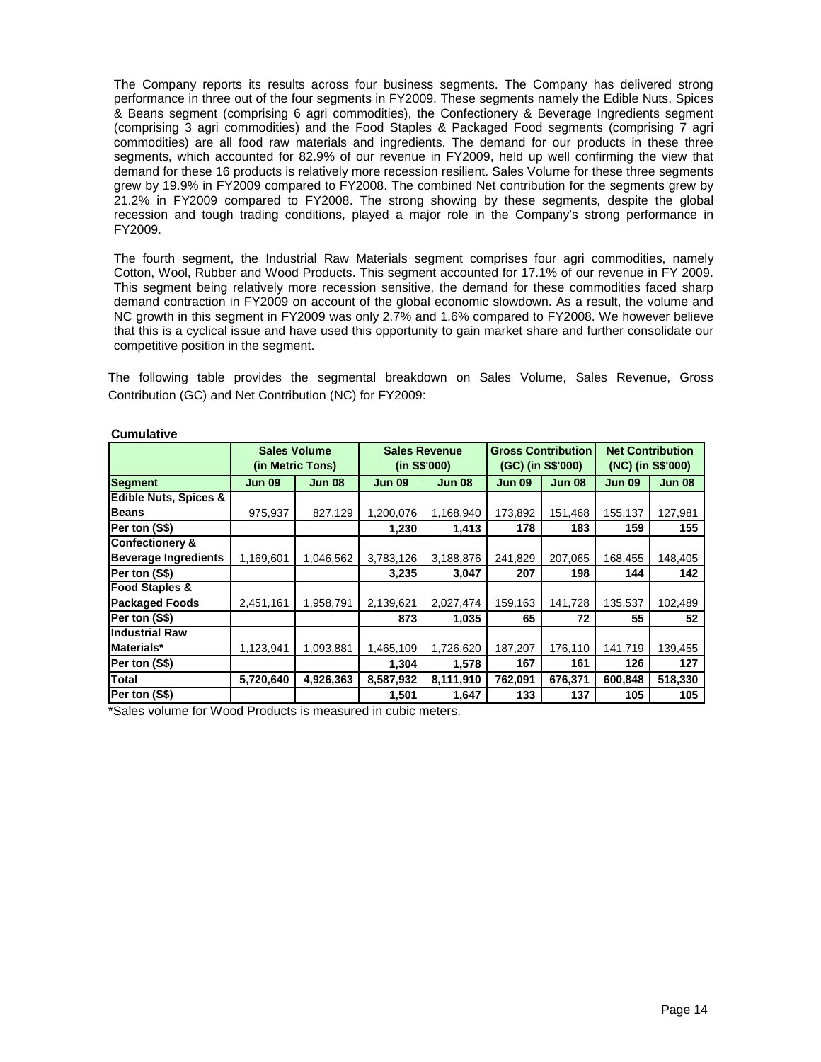The Company reports its results across four business segments. The Company has delivered strong performance in three out of the four segments in FY2009. These segments namely the Edible Nuts, Spices & Beans segment (comprising 6 agri commodities), the Confectionery & Beverage Ingredients segment (comprising 3 agri commodities) and the Food Staples & Packaged Food segments (comprising 7 agri commodities) are all food raw materials and ingredients. The demand for our products in these three segments, which accounted for 82.9% of our revenue in FY2009, held up well confirming the view that demand for these 16 products is relatively more recession resilient. Sales Volume for these three segments grew by 19.9% in FY2009 compared to FY2008. The combined Net contribution for the segments grew by 21.2% in FY2009 compared to FY2008. The strong showing by these segments, despite the global recession and tough trading conditions, played a major role in the Company's strong performance in FY2009.

The fourth segment, the Industrial Raw Materials segment comprises four agri commodities, namely Cotton, Wool, Rubber and Wood Products. This segment accounted for 17.1% of our revenue in FY 2009. This segment being relatively more recession sensitive, the demand for these commodities faced sharp demand contraction in FY2009 on account of the global economic slowdown. As a result, the volume and NC growth in this segment in FY2009 was only 2.7% and 1.6% compared to FY2008. We however believe that this is a cyclical issue and have used this opportunity to gain market share and further consolidate our competitive position in the segment.

The following table provides the segmental breakdown on Sales Volume, Sales Revenue, Gross Contribution (GC) and Net Contribution (NC) for FY2009:

**Cumulative**

| | Sales Volume (in Metric Tons) | | Sales Revenue (in S$'000) | | Gross Contribution (GC) (in S$'000) | | Net Contribution (NC) (in S$'000) | |
|---|---|---|---|---|---|---|---|---|
| **Segment** | **Jun 09** | **Jun 08** | **Jun 09** | **Jun 08** | **Jun 09** | **Jun 08** | **Jun 09** | **Jun 08** |
| **Edible Nuts, Spices & Beans** | 975,937 | 827,129 | 1,200,076 | 1,168,940 | 173,892 | 151,468 | 155,137 | 127,981 |
| **Per ton (S$)** | | | **1,230** | **1,413** | **178** | **183** | **159** | **155** |
| **Confectionery & Beverage Ingredients** | 1,169,601 | 1,046,562 | 3,783,126 | 3,188,876 | 241,829 | 207,065 | 168,455 | 148,405 |
| **Per ton (S$)** | | | **3,235** | **3,047** | **207** | **198** | **144** | **142** |
| **Food Staples & Packaged Foods** | 2,451,161 | 1,958,791 | 2,139,621 | 2,027,474 | 159,163 | 141,728 | 135,537 | 102,489 |
| **Per ton (S$)** | | | **873** | **1,035** | **65** | **72** | **55** | **52** |
| **Industrial Raw Materials*** | 1,123,941 | 1,093,881 | 1,465,109 | 1,726,620 | 187,207 | 176,110 | 141,719 | 139,455 |
| **Per ton (S$)** | | | **1,304** | **1,578** | **167** | **161** | **126** | **127** |
| **Total** | **5,720,640** | **4,926,363** | **8,587,932** | **8,111,910** | **762,091** | **676,371** | **600,848** | **518,330** |
| **Per ton (S$)** | | | **1,501** | **1,647** | **133** | **137** | **105** | **105** |

*Sales volume for Wood Products is measured in cubic meters.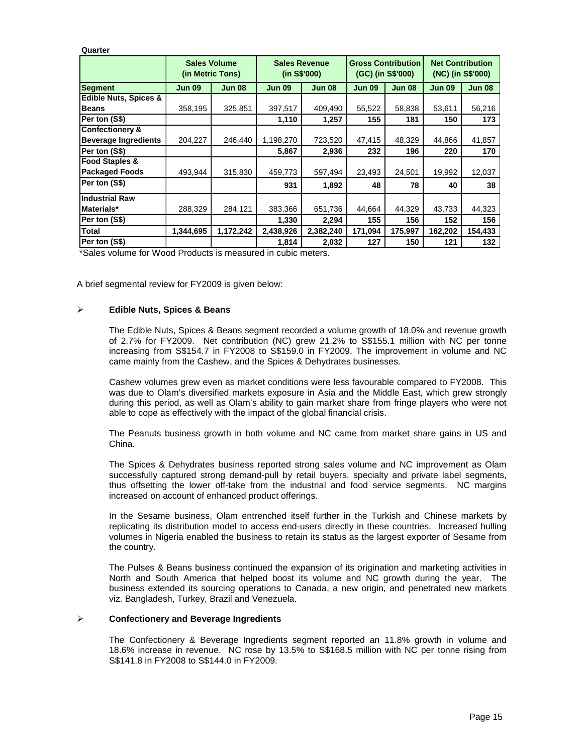**Quarter**

| | Sales Volume (in Metric Tons) | | Sales Revenue (in S$'000) | | Gross Contribution (GC) (in S$'000) | | Net Contribution (NC) (in S$'000) | |
|---|---|---|---|---|---|---|---|---|
| **Segment** | **Jun 09** | **Jun 08** | **Jun 09** | **Jun 08** | **Jun 09** | **Jun 08** | **Jun 09** | **Jun 08** |
| **Edible Nuts, Spices & Beans** | 358,195 | 325,851 | 397,517 | 409,490 | 55,522 | 58,838 | 53,611 | 56,216 |
| **Per ton (S$)** | | | **1,110** | **1,257** | **155** | **181** | **150** | **173** |
| **Confectionery & Beverage Ingredients** | 204,227 | 246,440 | 1,198,270 | 723,520 | 47,415 | 48,329 | 44,866 | 41,857 |
| **Per ton (S$)** | | | **5,867** | **2,936** | **232** | **196** | **220** | **170** |
| **Food Staples & Packaged Foods** | 493,944 | 315,830 | 459,773 | 597,494 | 23,493 | 24,501 | 19,992 | 12,037 |
| **Per ton (S$)** | | | **931** | **1,892** | **48** | **78** | **40** | **38** |
| **Industrial Raw Materials*** | 288,329 | 284,121 | 383,366 | 651,736 | 44,664 | 44,329 | 43,733 | 44,323 |
| **Per ton (S$)** | | | **1,330** | **2,294** | **155** | **156** | **152** | **156** |
| **Total** | **1,344,695** | **1,172,242** | **2,438,926** | **2,382,240** | **171,094** | **175,997** | **162,202** | **154,433** |
| **Per ton (S$)** | | | **1,814** | **2,032** | **127** | **150** | **121** | **132** |

*Sales volume for Wood Products is measured in cubic meters.

A brief segmental review for FY2009 is given below:

- **Edible Nuts, Spices & Beans**

  The Edible Nuts, Spices & Beans segment recorded a volume growth of 18.0% and revenue growth of 2.7% for FY2009. Net contribution (NC) grew 21.2% to S$155.1 million with NC per tonne increasing from S$154.7 in FY2008 to S$159.0 in FY2009. The improvement in volume and NC came mainly from the Cashew, and the Spices & Dehydrates businesses.

  Cashew volumes grew even as market conditions were less favourable compared to FY2008. This was due to Olam's diversified markets exposure in Asia and the Middle East, which grew strongly during this period, as well as Olam's ability to gain market share from fringe players who were not able to cope as effectively with the impact of the global financial crisis.

  The Peanuts business growth in both volume and NC came from market share gains in US and China.

  The Spices & Dehydrates business reported strong sales volume and NC improvement as Olam successfully captured strong demand-pull by retail buyers, specialty and private label segments, thus offsetting the lower off-take from the industrial and food service segments. NC margins increased on account of enhanced product offerings.

  In the Sesame business, Olam entrenched itself further in the Turkish and Chinese markets by replicating its distribution model to access end-users directly in these countries. Increased hulling volumes in Nigeria enabled the business to retain its status as the largest exporter of Sesame from the country.

  The Pulses & Beans business continued the expansion of its origination and marketing activities in North and South America that helped boost its volume and NC growth during the year. The business extended its sourcing operations to Canada, a new origin, and penetrated new markets viz. Bangladesh, Turkey, Brazil and Venezuela.

- **Confectionery and Beverage Ingredients**

  The Confectionery & Beverage Ingredients segment reported an 11.8% growth in volume and 18.6% increase in revenue. NC rose by 13.5% to S$168.5 million with NC per tonne rising from S$141.8 in FY2008 to S$144.0 in FY2009.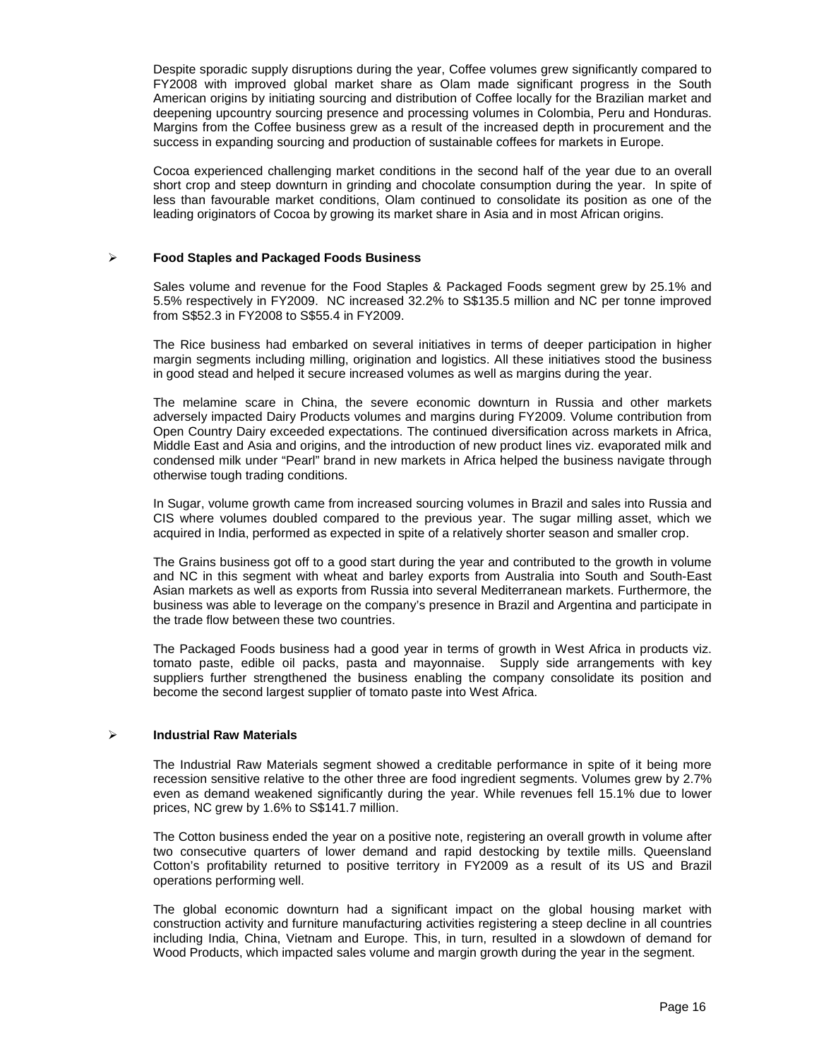Despite sporadic supply disruptions during the year, Coffee volumes grew significantly compared to FY2008 with improved global market share as Olam made significant progress in the South American origins by initiating sourcing and distribution of Coffee locally for the Brazilian market and deepening upcountry sourcing presence and processing volumes in Colombia, Peru and Honduras. Margins from the Coffee business grew as a result of the increased depth in procurement and the success in expanding sourcing and production of sustainable coffees for markets in Europe.

Cocoa experienced challenging market conditions in the second half of the year due to an overall short crop and steep downturn in grinding and chocolate consumption during the year. In spite of less than favourable market conditions, Olam continued to consolidate its position as one of the leading originators of Cocoa by growing its market share in Asia and in most African origins.

- **Food Staples and Packaged Foods Business**

Sales volume and revenue for the Food Staples & Packaged Foods segment grew by 25.1% and 5.5% respectively in FY2009. NC increased 32.2% to S$135.5 million and NC per tonne improved from S$52.3 in FY2008 to S$55.4 in FY2009.

The Rice business had embarked on several initiatives in terms of deeper participation in higher margin segments including milling, origination and logistics. All these initiatives stood the business in good stead and helped it secure increased volumes as well as margins during the year.

The melamine scare in China, the severe economic downturn in Russia and other markets adversely impacted Dairy Products volumes and margins during FY2009. Volume contribution from Open Country Dairy exceeded expectations. The continued diversification across markets in Africa, Middle East and Asia and origins, and the introduction of new product lines viz. evaporated milk and condensed milk under "Pearl" brand in new markets in Africa helped the business navigate through otherwise tough trading conditions.

In Sugar, volume growth came from increased sourcing volumes in Brazil and sales into Russia and CIS where volumes doubled compared to the previous year. The sugar milling asset, which we acquired in India, performed as expected in spite of a relatively shorter season and smaller crop.

The Grains business got off to a good start during the year and contributed to the growth in volume and NC in this segment with wheat and barley exports from Australia into South and South-East Asian markets as well as exports from Russia into several Mediterranean markets. Furthermore, the business was able to leverage on the company's presence in Brazil and Argentina and participate in the trade flow between these two countries.

The Packaged Foods business had a good year in terms of growth in West Africa in products viz. tomato paste, edible oil packs, pasta and mayonnaise. Supply side arrangements with key suppliers further strengthened the business enabling the company consolidate its position and become the second largest supplier of tomato paste into West Africa.

- **Industrial Raw Materials**

The Industrial Raw Materials segment showed a creditable performance in spite of it being more recession sensitive relative to the other three are food ingredient segments. Volumes grew by 2.7% even as demand weakened significantly during the year. While revenues fell 15.1% due to lower prices, NC grew by 1.6% to S$141.7 million.

The Cotton business ended the year on a positive note, registering an overall growth in volume after two consecutive quarters of lower demand and rapid destocking by textile mills. Queensland Cotton's profitability returned to positive territory in FY2009 as a result of its US and Brazil operations performing well.

The global economic downturn had a significant impact on the global housing market with construction activity and furniture manufacturing activities registering a steep decline in all countries including India, China, Vietnam and Europe. This, in turn, resulted in a slowdown of demand for Wood Products, which impacted sales volume and margin growth during the year in the segment.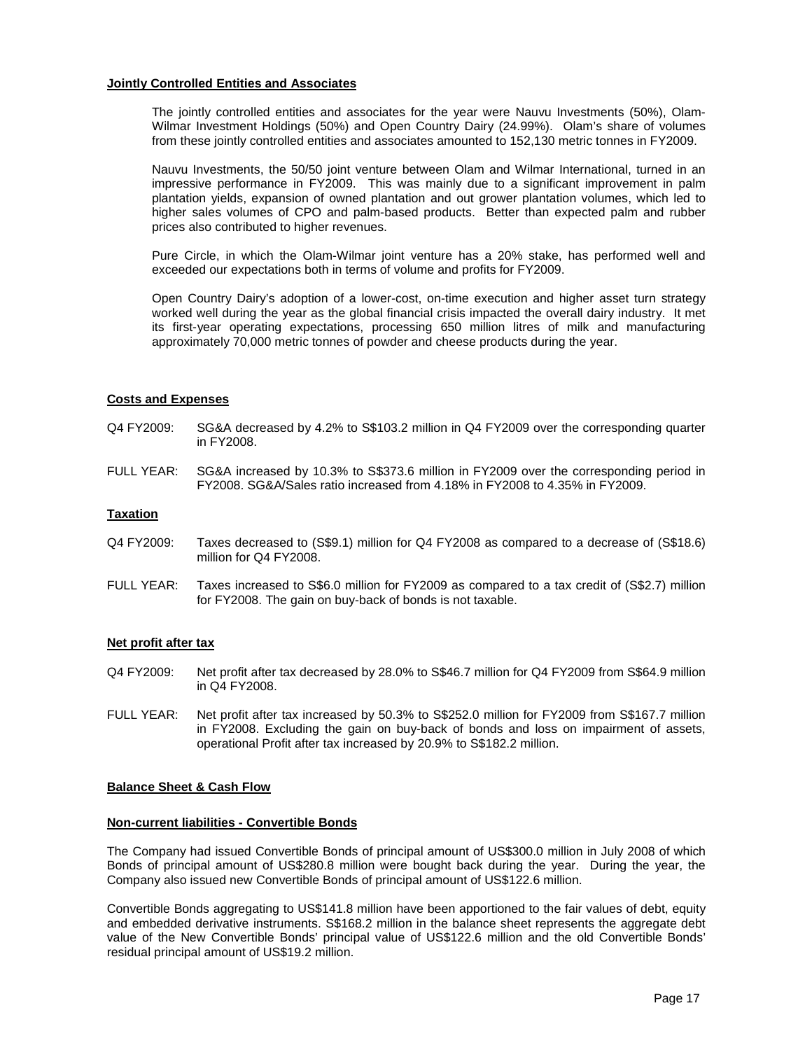**Jointly Controlled Entities and Associates**

The jointly controlled entities and associates for the year were Nauvu Investments (50%), Olam-Wilmar Investment Holdings (50%) and Open Country Dairy (24.99%). Olam's share of volumes from these jointly controlled entities and associates amounted to 152,130 metric tonnes in FY2009.

Nauvu Investments, the 50/50 joint venture between Olam and Wilmar International, turned in an impressive performance in FY2009. This was mainly due to a significant improvement in palm plantation yields, expansion of owned plantation and out grower plantation volumes, which led to higher sales volumes of CPO and palm-based products. Better than expected palm and rubber prices also contributed to higher revenues.

Pure Circle, in which the Olam-Wilmar joint venture has a 20% stake, has performed well and exceeded our expectations both in terms of volume and profits for FY2009.

Open Country Dairy's adoption of a lower-cost, on-time execution and higher asset turn strategy worked well during the year as the global financial crisis impacted the overall dairy industry. It met its first-year operating expectations, processing 650 million litres of milk and manufacturing approximately 70,000 metric tonnes of powder and cheese products during the year.

**Costs and Expenses**

Q4 FY2009: SG&A decreased by 4.2% to S$103.2 million in Q4 FY2009 over the corresponding quarter in FY2008.

FULL YEAR: SG&A increased by 10.3% to S$373.6 million in FY2009 over the corresponding period in FY2008. SG&A/Sales ratio increased from 4.18% in FY2008 to 4.35% in FY2009.

**Taxation**

Q4 FY2009: Taxes decreased to (S$9.1) million for Q4 FY2008 as compared to a decrease of (S$18.6) million for Q4 FY2008.

FULL YEAR: Taxes increased to S$6.0 million for FY2009 as compared to a tax credit of (S$2.7) million for FY2008. The gain on buy-back of bonds is not taxable.

**Net profit after tax**

Q4 FY2009: Net profit after tax decreased by 28.0% to S$46.7 million for Q4 FY2009 from S$64.9 million in Q4 FY2008.

FULL YEAR: Net profit after tax increased by 50.3% to S$252.0 million for FY2009 from S$167.7 million in FY2008. Excluding the gain on buy-back of bonds and loss on impairment of assets, operational Profit after tax increased by 20.9% to S$182.2 million.

**Balance Sheet & Cash Flow**

**Non-current liabilities - Convertible Bonds**

The Company had issued Convertible Bonds of principal amount of US$300.0 million in July 2008 of which Bonds of principal amount of US$280.8 million were bought back during the year. During the year, the Company also issued new Convertible Bonds of principal amount of US$122.6 million.

Convertible Bonds aggregating to US$141.8 million have been apportioned to the fair values of debt, equity and embedded derivative instruments. S$168.2 million in the balance sheet represents the aggregate debt value of the New Convertible Bonds' principal value of US$122.6 million and the old Convertible Bonds' residual principal amount of US$19.2 million.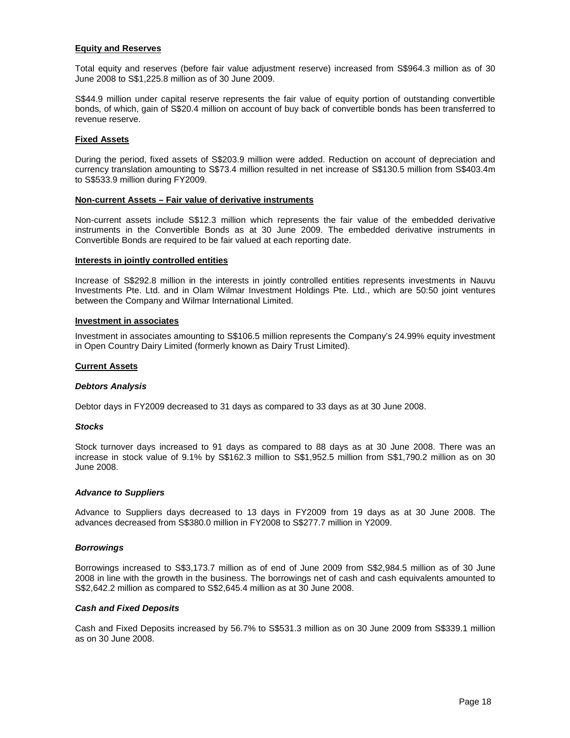**Equity and Reserves**

Total equity and reserves (before fair value adjustment reserve) increased from S$964.3 million as of 30 June 2008 to S$1,225.8 million as of 30 June 2009.

S$44.9 million under capital reserve represents the fair value of equity portion of outstanding convertible bonds, of which, gain of S$20.4 million on account of buy back of convertible bonds has been transferred to revenue reserve.

**Fixed Assets**

During the period, fixed assets of S$203.9 million were added. Reduction on account of depreciation and currency translation amounting to S$73.4 million resulted in net increase of S$130.5 million from S$403.4m to S$533.9 million during FY2009.

**Non-current Assets – Fair value of derivative instruments**

Non-current assets include S$12.3 million which represents the fair value of the embedded derivative instruments in the Convertible Bonds as at 30 June 2009. The embedded derivative instruments in Convertible Bonds are required to be fair valued at each reporting date.

**Interests in jointly controlled entities**

Increase of S$292.8 million in the interests in jointly controlled entities represents investments in Nauvu Investments Pte. Ltd. and in Olam Wilmar Investment Holdings Pte. Ltd., which are 50:50 joint ventures between the Company and Wilmar International Limited.

**Investment in associates**

Investment in associates amounting to S$106.5 million represents the Company's 24.99% equity investment in Open Country Dairy Limited (formerly known as Dairy Trust Limited).

**Current Assets**

***Debtors Analysis***

Debtor days in FY2009 decreased to 31 days as compared to 33 days as at 30 June 2008.

***Stocks***

Stock turnover days increased to 91 days as compared to 88 days as at 30 June 2008. There was an increase in stock value of 9.1% by S$162.3 million to S$1,952.5 million from S$1,790.2 million as on 30 June 2008.

***Advance to Suppliers***

Advance to Suppliers days decreased to 13 days in FY2009 from 19 days as at 30 June 2008. The advances decreased from S$380.0 million in FY2008 to S$277.7 million in Y2009.

***Borrowings***

Borrowings increased to S$3,173.7 million as of end of June 2009 from S$2,984.5 million as of 30 June 2008 in line with the growth in the business. The borrowings net of cash and cash equivalents amounted to S$2,642.2 million as compared to S$2,645.4 million as at 30 June 2008.

***Cash and Fixed Deposits***

Cash and Fixed Deposits increased by 56.7% to S$531.3 million as on 30 June 2009 from S$339.1 million as on 30 June 2008.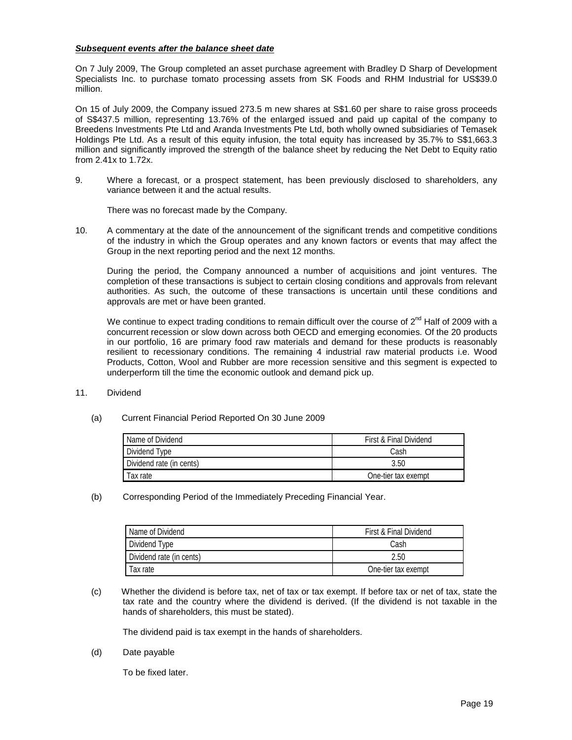***Subsequent events after the balance sheet date***

On 7 July 2009, The Group completed an asset purchase agreement with Bradley D Sharp of Development Specialists Inc. to purchase tomato processing assets from SK Foods and RHM Industrial for US$39.0 million.

On 15 of July 2009, the Company issued 273.5 m new shares at S$1.60 per share to raise gross proceeds of S$437.5 million, representing 13.76% of the enlarged issued and paid up capital of the company to Breedens Investments Pte Ltd and Aranda Investments Pte Ltd, both wholly owned subsidiaries of Temasek Holdings Pte Ltd. As a result of this equity infusion, the total equity has increased by 35.7% to S$1,663.3 million and significantly improved the strength of the balance sheet by reducing the Net Debt to Equity ratio from 2.41x to 1.72x.

9. Where a forecast, or a prospect statement, has been previously disclosed to shareholders, any variance between it and the actual results.

   There was no forecast made by the Company.

10. A commentary at the date of the announcement of the significant trends and competitive conditions of the industry in which the Group operates and any known factors or events that may affect the Group in the next reporting period and the next 12 months.

    During the period, the Company announced a number of acquisitions and joint ventures. The completion of these transactions is subject to certain closing conditions and approvals from relevant authorities. As such, the outcome of these transactions is uncertain until these conditions and approvals are met or have been granted.

    We continue to expect trading conditions to remain difficult over the course of 2nd Half of 2009 with a concurrent recession or slow down across both OECD and emerging economies. Of the 20 products in our portfolio, 16 are primary food raw materials and demand for these products is reasonably resilient to recessionary conditions. The remaining 4 industrial raw material products i.e. Wood Products, Cotton, Wool and Rubber are more recession sensitive and this segment is expected to underperform till the time the economic outlook and demand pick up.

11. Dividend

    (a) Current Financial Period Reported On 30 June 2009

| Name of Dividend | First & Final Dividend |
|---|---|
| Dividend Type | Cash |
| Dividend rate (in cents) | 3.50 |
| Tax rate | One-tier tax exempt |

    (b) Corresponding Period of the Immediately Preceding Financial Year.

| Name of Dividend | First & Final Dividend |
|---|---|
| Dividend Type | Cash |
| Dividend rate (in cents) | 2.50 |
| Tax rate | One-tier tax exempt |

    (c) Whether the dividend is before tax, net of tax or tax exempt. If before tax or net of tax, state the tax rate and the country where the dividend is derived. (If the dividend is not taxable in the hands of shareholders, this must be stated).

    The dividend paid is tax exempt in the hands of shareholders.

    (d) Date payable

    To be fixed later.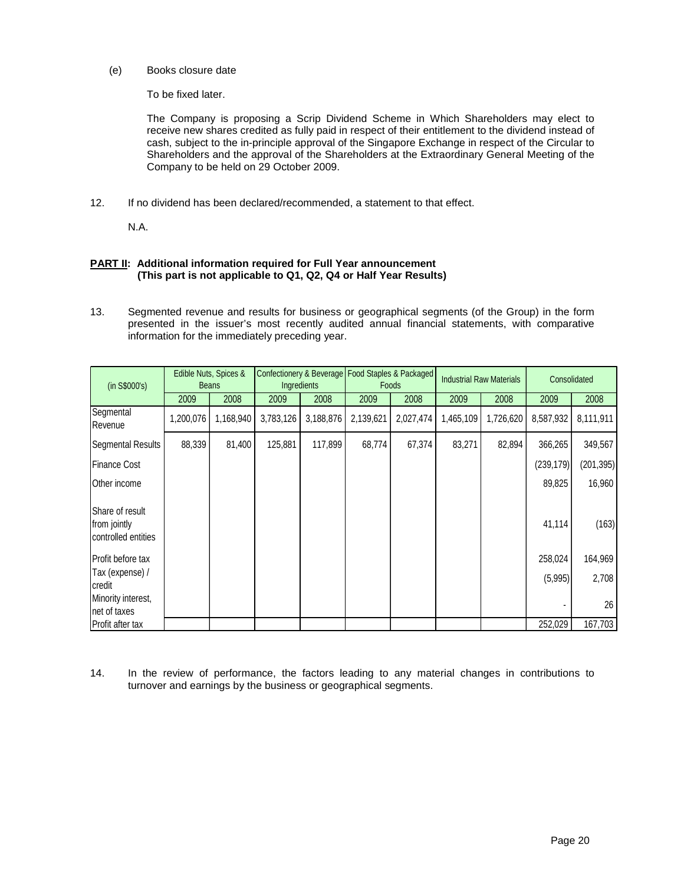(e) Books closure date

To be fixed later.

The Company is proposing a Scrip Dividend Scheme in Which Shareholders may elect to receive new shares credited as fully paid in respect of their entitlement to the dividend instead of cash, subject to the in-principle approval of the Singapore Exchange in respect of the Circular to Shareholders and the approval of the Shareholders at the Extraordinary General Meeting of the Company to be held on 29 October 2009.

12. If no dividend has been declared/recommended, a statement to that effect.

N.A.

**PART II: Additional information required for Full Year announcement (This part is not applicable to Q1, Q2, Q4 or Half Year Results)**

13. Segmented revenue and results for business or geographical segments (of the Group) in the form presented in the issuer's most recently audited annual financial statements, with comparative information for the immediately preceding year.

| (in S$000's) | Edible Nuts, Spices & Beans | | Confectionery & Beverage Ingredients | | Food Staples & Packaged Foods | | Industrial Raw Materials | | Consolidated | |
|---|---|---|---|---|---|---|---|---|---|---|
| | 2009 | 2008 | 2009 | 2008 | 2009 | 2008 | 2009 | 2008 | 2009 | 2008 |
| Segmental Revenue | 1,200,076 | 1,168,940 | 3,783,126 | 3,188,876 | 2,139,621 | 2,027,474 | 1,465,109 | 1,726,620 | 8,587,932 | 8,111,911 |
| Segmental Results | 88,339 | 81,400 | 125,881 | 117,899 | 68,774 | 67,374 | 83,271 | 82,894 | 366,265 | 349,567 |
| Finance Cost | | | | | | | | | (239,179) | (201,395) |
| Other income | | | | | | | | | 89,825 | 16,960 |
| Share of result from jointly controlled entities | | | | | | | | | 41,114 | (163) |
| Profit before tax | | | | | | | | | 258,024 | 164,969 |
| Tax (expense) / credit | | | | | | | | | (5,995) | 2,708 |
| Minority interest, net of taxes | | | | | | | | | - | 26 |
| Profit after tax | | | | | | | | | 252,029 | 167,703 |

14. In the review of performance, the factors leading to any material changes in contributions to turnover and earnings by the business or geographical segments.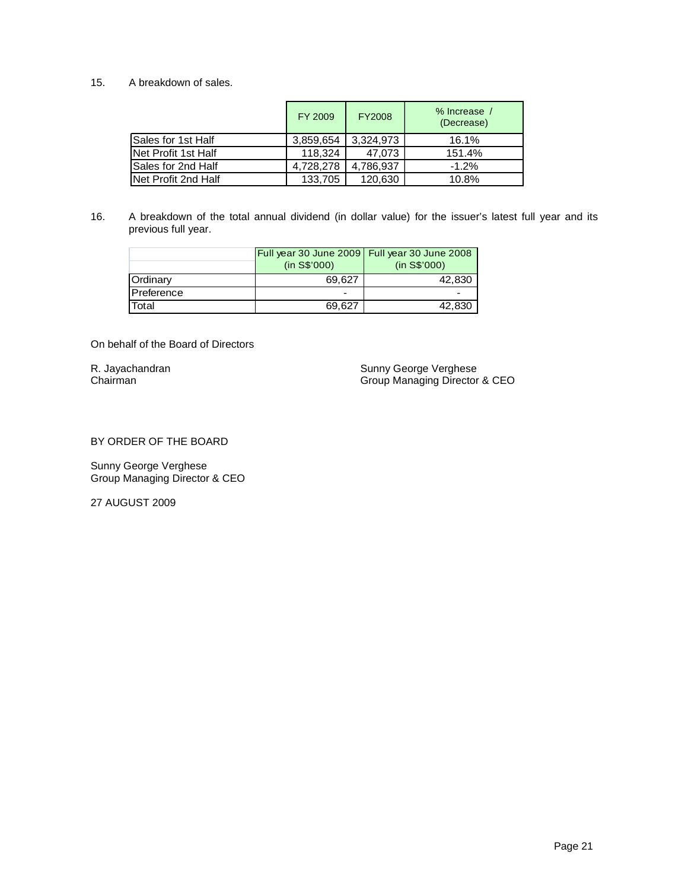15. A breakdown of sales.

| | FY 2009 | FY2008 | % Increase / (Decrease) |
|---|---|---|---|
| Sales for 1st Half | 3,859,654 | 3,324,973 | 16.1% |
| Net Profit 1st Half | 118,324 | 47,073 | 151.4% |
| Sales for 2nd Half | 4,728,278 | 4,786,937 | -1.2% |
| Net Profit 2nd Half | 133,705 | 120,630 | 10.8% |

16. A breakdown of the total annual dividend (in dollar value) for the issuer's latest full year and its previous full year.

| | Full year 30 June 2009 (in S$'000) | Full year 30 June 2008 (in S$'000) |
|---|---|---|
| Ordinary | 69,627 | 42,830 |
| Preference | - | - |
| Total | 69,627 | 42,830 |

On behalf of the Board of Directors

R. Jayachandran
Chairman

Sunny George Verghese
Group Managing Director & CEO

BY ORDER OF THE BOARD

Sunny George Verghese
Group Managing Director & CEO

27 AUGUST 2009